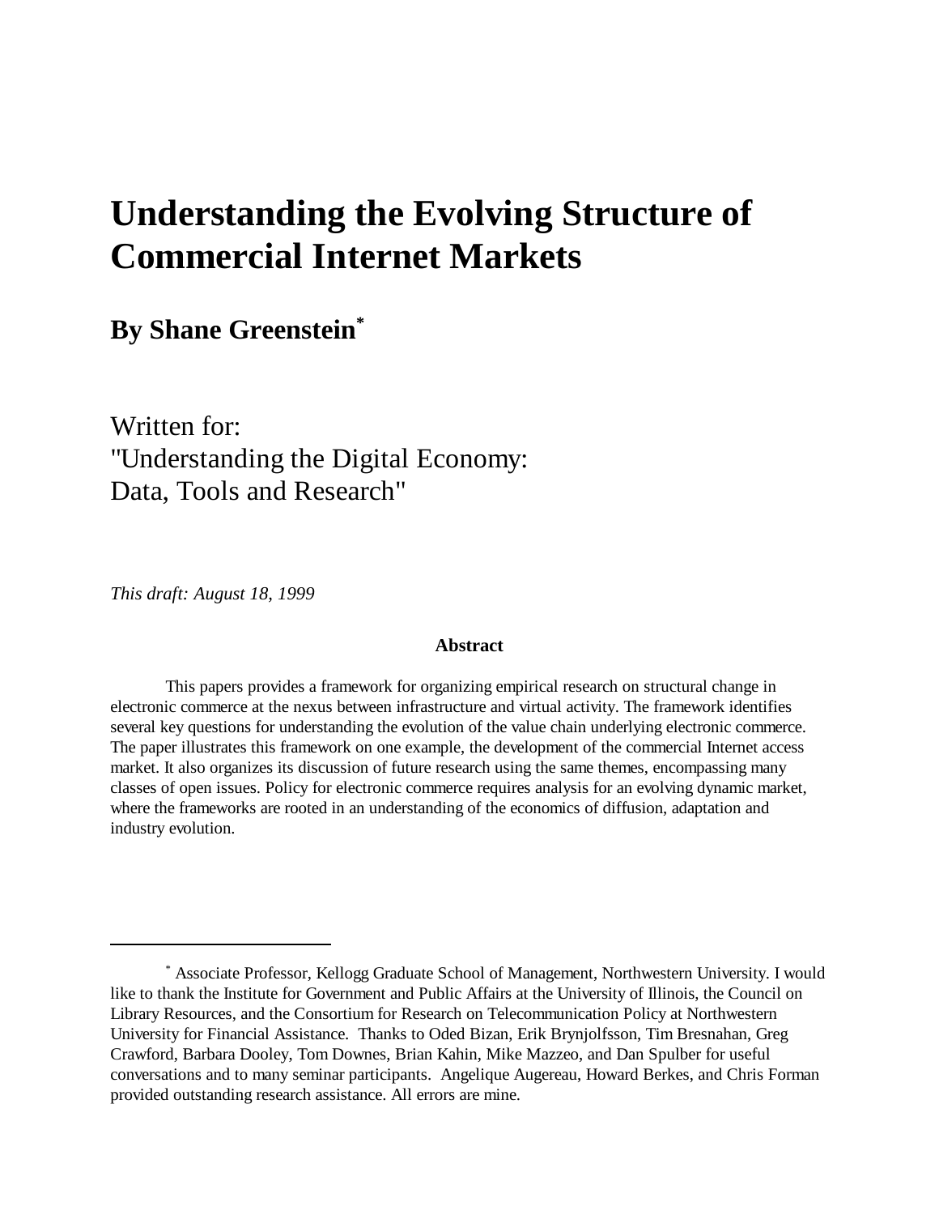# Understanding the Evolving Structure of Commercial Internet Markets

## By Shane Greenstein[*]

Written for:
"Understanding the Digital Economy:
Data, Tools and Research"

*This draft: August 18, 1999*

**Abstract**

This papers provides a framework for organizing empirical research on structural change in electronic commerce at the nexus between infrastructure and virtual activity. The framework identifies several key questions for understanding the evolution of the value chain underlying electronic commerce. The paper illustrates this framework on one example, the development of the commercial Internet access market. It also organizes its discussion of future research using the same themes, encompassing many classes of open issues. Policy for electronic commerce requires analysis for an evolving dynamic market, where the frameworks are rooted in an understanding of the economics of diffusion, adaptation and industry evolution.

---

[*] Associate Professor, Kellogg Graduate School of Management, Northwestern University. I would like to thank the Institute for Government and Public Affairs at the University of Illinois, the Council on Library Resources, and the Consortium for Research on Telecommunication Policy at Northwestern University for Financial Assistance. Thanks to Oded Bizan, Erik Brynjolfsson, Tim Bresnahan, Greg Crawford, Barbara Dooley, Tom Downes, Brian Kahin, Mike Mazzeo, and Dan Spulber for useful conversations and to many seminar participants. Angelique Augereau, Howard Berkes, and Chris Forman provided outstanding research assistance. All errors are mine.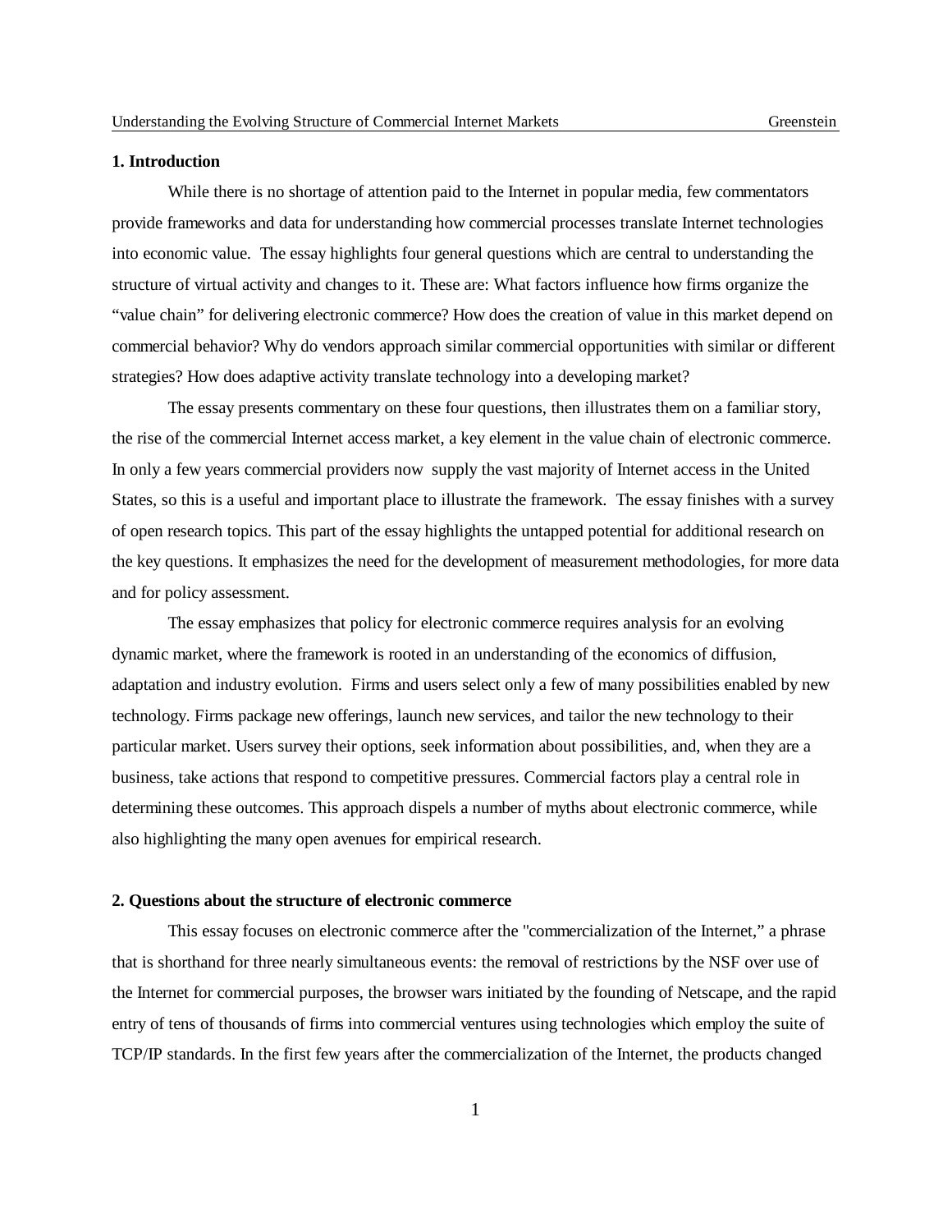## 1. Introduction

While there is no shortage of attention paid to the Internet in popular media, few commentators provide frameworks and data for understanding how commercial processes translate Internet technologies into economic value. The essay highlights four general questions which are central to understanding the structure of virtual activity and changes to it. These are: What factors influence how firms organize the "value chain" for delivering electronic commerce? How does the creation of value in this market depend on commercial behavior? Why do vendors approach similar commercial opportunities with similar or different strategies? How does adaptive activity translate technology into a developing market?

The essay presents commentary on these four questions, then illustrates them on a familiar story, the rise of the commercial Internet access market, a key element in the value chain of electronic commerce. In only a few years commercial providers now supply the vast majority of Internet access in the United States, so this is a useful and important place to illustrate the framework. The essay finishes with a survey of open research topics. This part of the essay highlights the untapped potential for additional research on the key questions. It emphasizes the need for the development of measurement methodologies, for more data and for policy assessment.

The essay emphasizes that policy for electronic commerce requires analysis for an evolving dynamic market, where the framework is rooted in an understanding of the economics of diffusion, adaptation and industry evolution. Firms and users select only a few of many possibilities enabled by new technology. Firms package new offerings, launch new services, and tailor the new technology to their particular market. Users survey their options, seek information about possibilities, and, when they are a business, take actions that respond to competitive pressures. Commercial factors play a central role in determining these outcomes. This approach dispels a number of myths about electronic commerce, while also highlighting the many open avenues for empirical research.

## 2. Questions about the structure of electronic commerce

This essay focuses on electronic commerce after the "commercialization of the Internet," a phrase that is shorthand for three nearly simultaneous events: the removal of restrictions by the NSF over use of the Internet for commercial purposes, the browser wars initiated by the founding of Netscape, and the rapid entry of tens of thousands of firms into commercial ventures using technologies which employ the suite of TCP/IP standards. In the first few years after the commercialization of the Internet, the products changed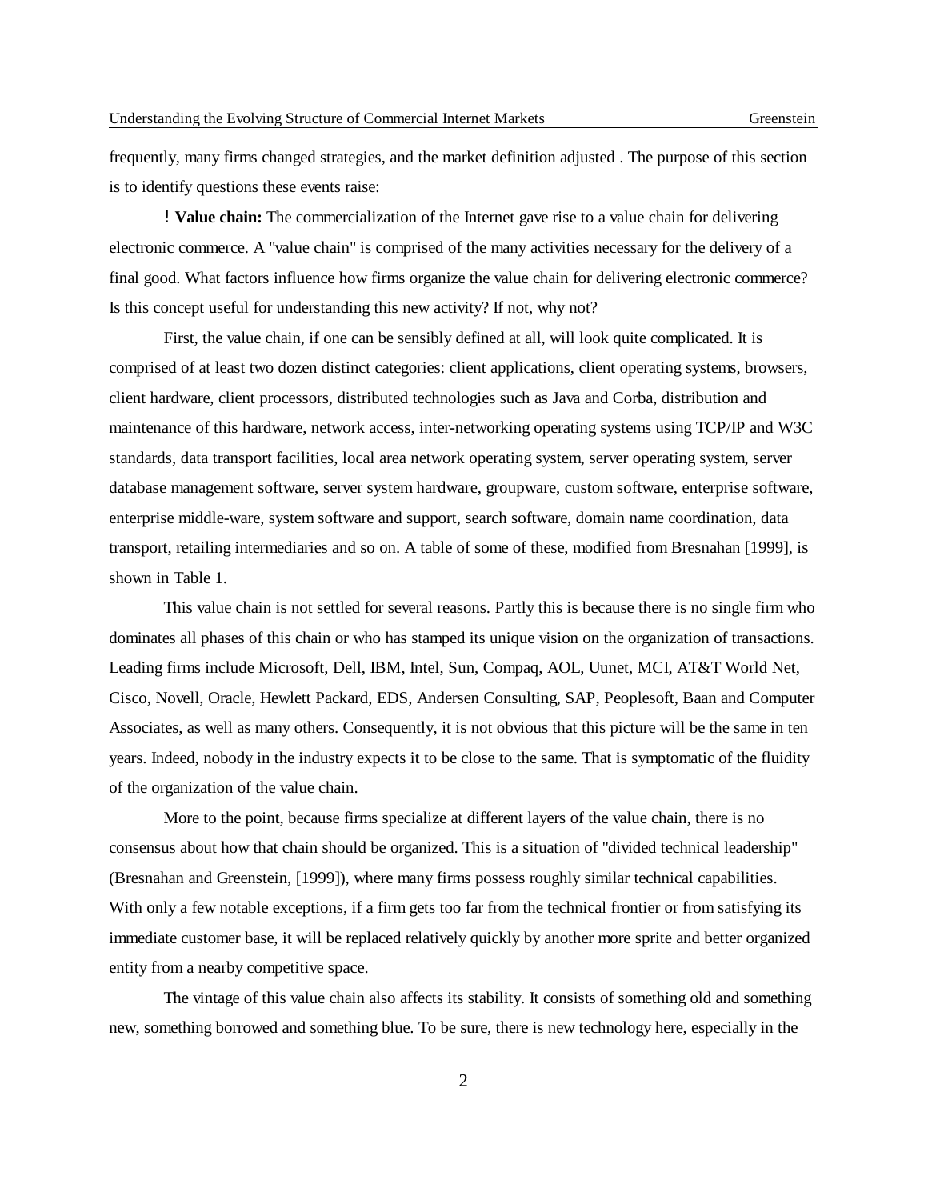frequently, many firms changed strategies, and the market definition adjusted . The purpose of this section is to identify questions these events raise:

! **Value chain:** The commercialization of the Internet gave rise to a value chain for delivering electronic commerce. A "value chain" is comprised of the many activities necessary for the delivery of a final good. What factors influence how firms organize the value chain for delivering electronic commerce? Is this concept useful for understanding this new activity? If not, why not?

First, the value chain, if one can be sensibly defined at all, will look quite complicated. It is comprised of at least two dozen distinct categories: client applications, client operating systems, browsers, client hardware, client processors, distributed technologies such as Java and Corba, distribution and maintenance of this hardware, network access, inter-networking operating systems using TCP/IP and W3C standards, data transport facilities, local area network operating system, server operating system, server database management software, server system hardware, groupware, custom software, enterprise software, enterprise middle-ware, system software and support, search software, domain name coordination, data transport, retailing intermediaries and so on. A table of some of these, modified from Bresnahan [1999], is shown in Table 1.

This value chain is not settled for several reasons. Partly this is because there is no single firm who dominates all phases of this chain or who has stamped its unique vision on the organization of transactions. Leading firms include Microsoft, Dell, IBM, Intel, Sun, Compaq, AOL, Uunet, MCI, AT&T World Net, Cisco, Novell, Oracle, Hewlett Packard, EDS, Andersen Consulting, SAP, Peoplesoft, Baan and Computer Associates, as well as many others. Consequently, it is not obvious that this picture will be the same in ten years. Indeed, nobody in the industry expects it to be close to the same. That is symptomatic of the fluidity of the organization of the value chain.

More to the point, because firms specialize at different layers of the value chain, there is no consensus about how that chain should be organized. This is a situation of "divided technical leadership" (Bresnahan and Greenstein, [1999]), where many firms possess roughly similar technical capabilities. With only a few notable exceptions, if a firm gets too far from the technical frontier or from satisfying its immediate customer base, it will be replaced relatively quickly by another more sprite and better organized entity from a nearby competitive space.

The vintage of this value chain also affects its stability. It consists of something old and something new, something borrowed and something blue. To be sure, there is new technology here, especially in the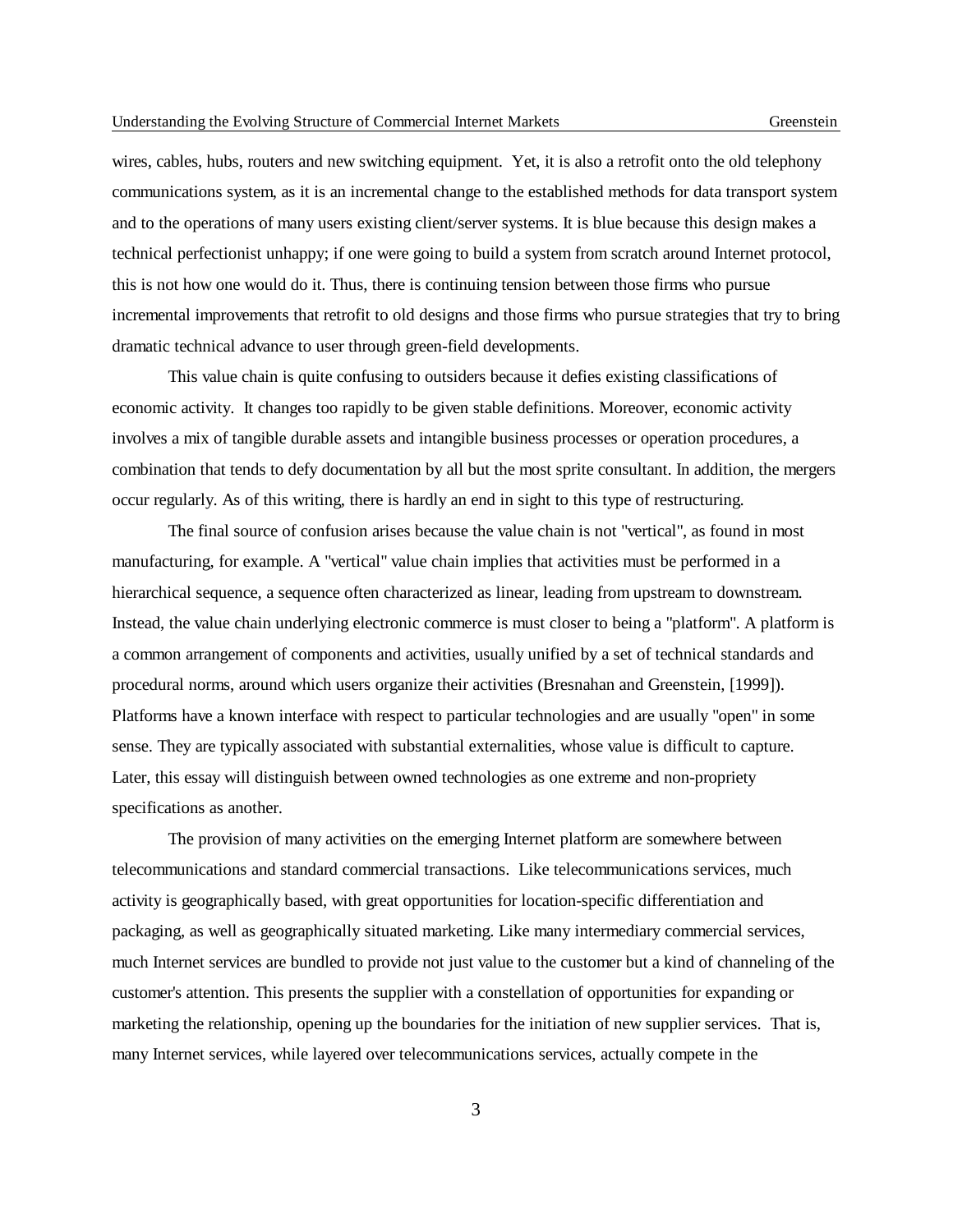wires, cables, hubs, routers and new switching equipment. Yet, it is also a retrofit onto the old telephony communications system, as it is an incremental change to the established methods for data transport system and to the operations of many users existing client/server systems. It is blue because this design makes a technical perfectionist unhappy; if one were going to build a system from scratch around Internet protocol, this is not how one would do it. Thus, there is continuing tension between those firms who pursue incremental improvements that retrofit to old designs and those firms who pursue strategies that try to bring dramatic technical advance to user through green-field developments.

This value chain is quite confusing to outsiders because it defies existing classifications of economic activity. It changes too rapidly to be given stable definitions. Moreover, economic activity involves a mix of tangible durable assets and intangible business processes or operation procedures, a combination that tends to defy documentation by all but the most sprite consultant. In addition, the mergers occur regularly. As of this writing, there is hardly an end in sight to this type of restructuring.

The final source of confusion arises because the value chain is not "vertical", as found in most manufacturing, for example. A "vertical" value chain implies that activities must be performed in a hierarchical sequence, a sequence often characterized as linear, leading from upstream to downstream. Instead, the value chain underlying electronic commerce is must closer to being a "platform". A platform is a common arrangement of components and activities, usually unified by a set of technical standards and procedural norms, around which users organize their activities (Bresnahan and Greenstein, [1999]). Platforms have a known interface with respect to particular technologies and are usually "open" in some sense. They are typically associated with substantial externalities, whose value is difficult to capture. Later, this essay will distinguish between owned technologies as one extreme and non-propriety specifications as another.

The provision of many activities on the emerging Internet platform are somewhere between telecommunications and standard commercial transactions. Like telecommunications services, much activity is geographically based, with great opportunities for location-specific differentiation and packaging, as well as geographically situated marketing. Like many intermediary commercial services, much Internet services are bundled to provide not just value to the customer but a kind of channeling of the customer's attention. This presents the supplier with a constellation of opportunities for expanding or marketing the relationship, opening up the boundaries for the initiation of new supplier services. That is, many Internet services, while layered over telecommunications services, actually compete in the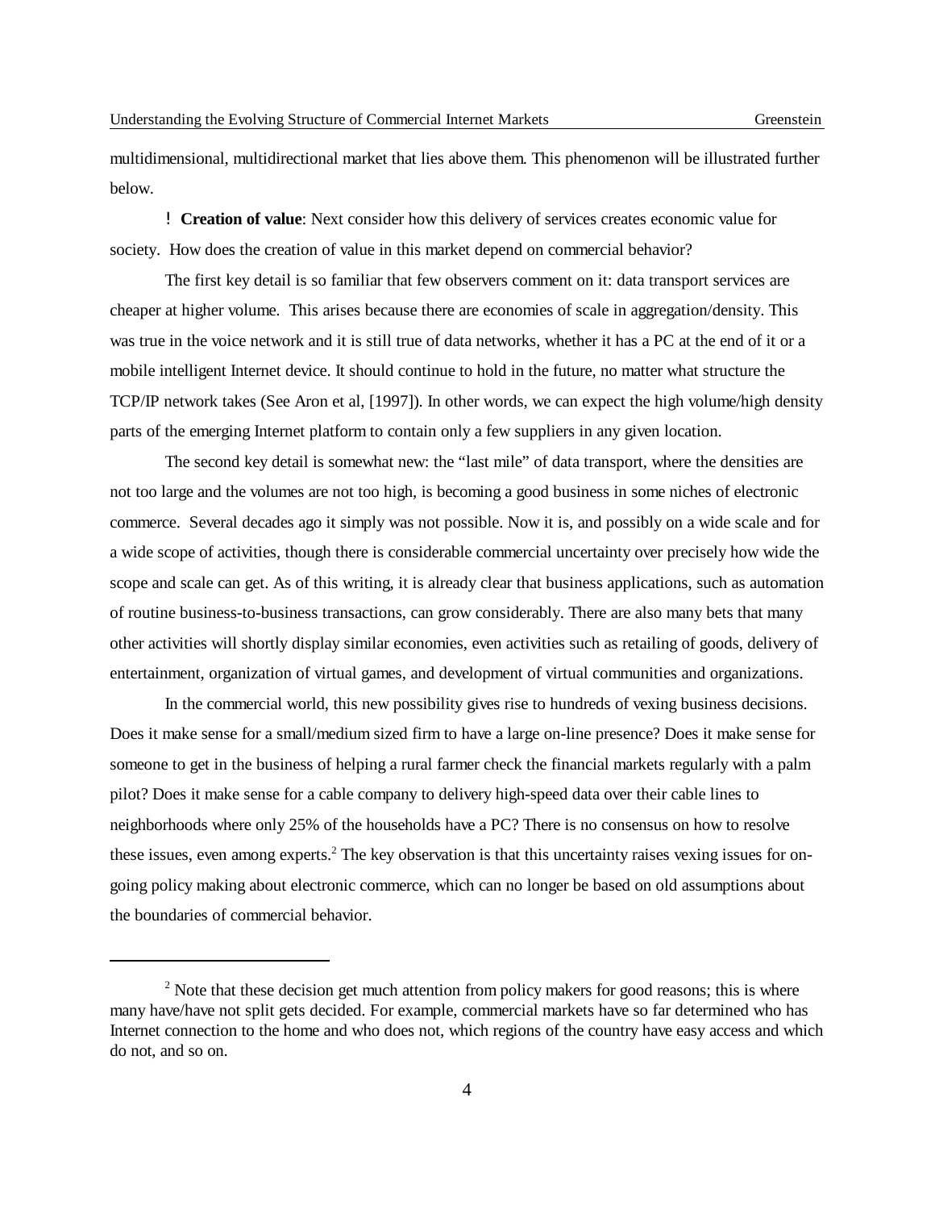multidimensional, multidirectional market that lies above them. This phenomenon will be illustrated further below.

! **Creation of value**: Next consider how this delivery of services creates economic value for society. How does the creation of value in this market depend on commercial behavior?

The first key detail is so familiar that few observers comment on it: data transport services are cheaper at higher volume. This arises because there are economies of scale in aggregation/density. This was true in the voice network and it is still true of data networks, whether it has a PC at the end of it or a mobile intelligent Internet device. It should continue to hold in the future, no matter what structure the TCP/IP network takes (See Aron et al, [1997]). In other words, we can expect the high volume/high density parts of the emerging Internet platform to contain only a few suppliers in any given location.

The second key detail is somewhat new: the "last mile" of data transport, where the densities are not too large and the volumes are not too high, is becoming a good business in some niches of electronic commerce. Several decades ago it simply was not possible. Now it is, and possibly on a wide scale and for a wide scope of activities, though there is considerable commercial uncertainty over precisely how wide the scope and scale can get. As of this writing, it is already clear that business applications, such as automation of routine business-to-business transactions, can grow considerably. There are also many bets that many other activities will shortly display similar economies, even activities such as retailing of goods, delivery of entertainment, organization of virtual games, and development of virtual communities and organizations.

In the commercial world, this new possibility gives rise to hundreds of vexing business decisions. Does it make sense for a small/medium sized firm to have a large on-line presence? Does it make sense for someone to get in the business of helping a rural farmer check the financial markets regularly with a palm pilot? Does it make sense for a cable company to delivery high-speed data over their cable lines to neighborhoods where only 25% of the households have a PC? There is no consensus on how to resolve these issues, even among experts.[2] The key observation is that this uncertainty raises vexing issues for on-going policy making about electronic commerce, which can no longer be based on old assumptions about the boundaries of commercial behavior.

---

[2] Note that these decision get much attention from policy makers for good reasons; this is where many have/have not split gets decided. For example, commercial markets have so far determined who has Internet connection to the home and who does not, which regions of the country have easy access and which do not, and so on.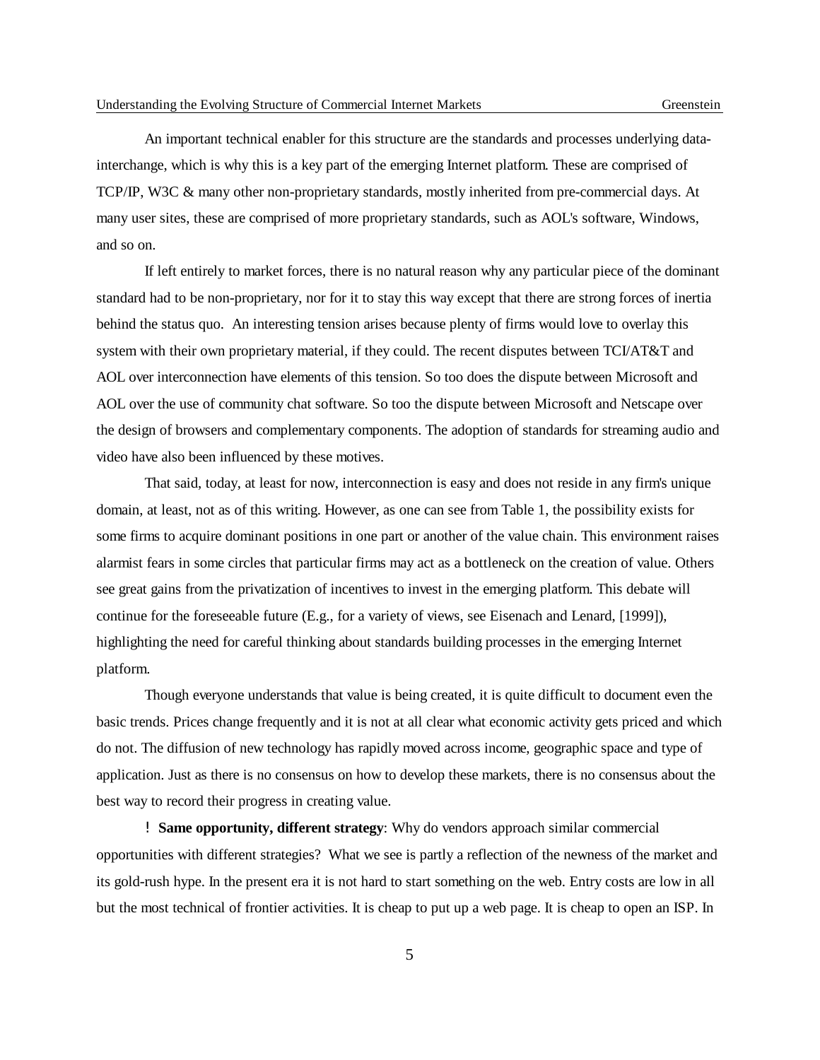An important technical enabler for this structure are the standards and processes underlying data-interchange, which is why this is a key part of the emerging Internet platform. These are comprised of TCP/IP, W3C & many other non-proprietary standards, mostly inherited from pre-commercial days. At many user sites, these are comprised of more proprietary standards, such as AOL's software, Windows, and so on.

If left entirely to market forces, there is no natural reason why any particular piece of the dominant standard had to be non-proprietary, nor for it to stay this way except that there are strong forces of inertia behind the status quo. An interesting tension arises because plenty of firms would love to overlay this system with their own proprietary material, if they could. The recent disputes between TCI/AT&T and AOL over interconnection have elements of this tension. So too does the dispute between Microsoft and AOL over the use of community chat software. So too the dispute between Microsoft and Netscape over the design of browsers and complementary components. The adoption of standards for streaming audio and video have also been influenced by these motives.

That said, today, at least for now, interconnection is easy and does not reside in any firm's unique domain, at least, not as of this writing. However, as one can see from Table 1, the possibility exists for some firms to acquire dominant positions in one part or another of the value chain. This environment raises alarmist fears in some circles that particular firms may act as a bottleneck on the creation of value. Others see great gains from the privatization of incentives to invest in the emerging platform. This debate will continue for the foreseeable future (E.g., for a variety of views, see Eisenach and Lenard, [1999]), highlighting the need for careful thinking about standards building processes in the emerging Internet platform.

Though everyone understands that value is being created, it is quite difficult to document even the basic trends. Prices change frequently and it is not at all clear what economic activity gets priced and which do not. The diffusion of new technology has rapidly moved across income, geographic space and type of application. Just as there is no consensus on how to develop these markets, there is no consensus about the best way to record their progress in creating value.

! **Same opportunity, different strategy**: Why do vendors approach similar commercial opportunities with different strategies? What we see is partly a reflection of the newness of the market and its gold-rush hype. In the present era it is not hard to start something on the web. Entry costs are low in all but the most technical of frontier activities. It is cheap to put up a web page. It is cheap to open an ISP. In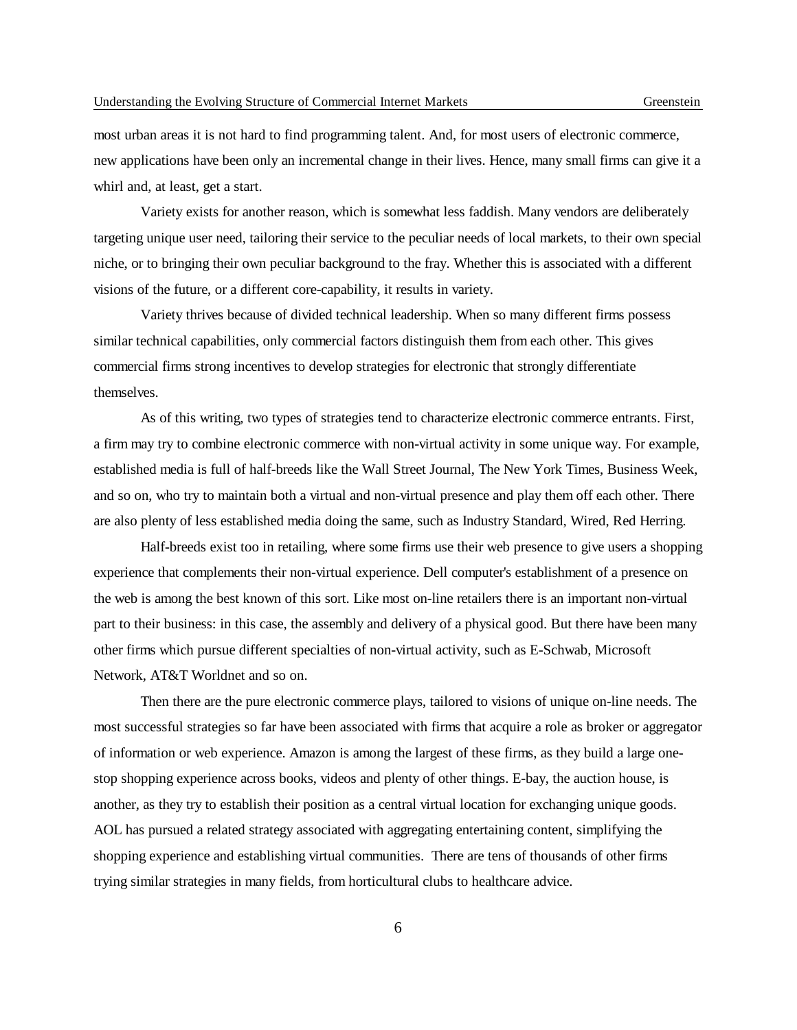most urban areas it is not hard to find programming talent. And, for most users of electronic commerce, new applications have been only an incremental change in their lives. Hence, many small firms can give it a whirl and, at least, get a start.

Variety exists for another reason, which is somewhat less faddish. Many vendors are deliberately targeting unique user need, tailoring their service to the peculiar needs of local markets, to their own special niche, or to bringing their own peculiar background to the fray. Whether this is associated with a different visions of the future, or a different core-capability, it results in variety.

Variety thrives because of divided technical leadership. When so many different firms possess similar technical capabilities, only commercial factors distinguish them from each other. This gives commercial firms strong incentives to develop strategies for electronic that strongly differentiate themselves.

As of this writing, two types of strategies tend to characterize electronic commerce entrants. First, a firm may try to combine electronic commerce with non-virtual activity in some unique way. For example, established media is full of half-breeds like the Wall Street Journal, The New York Times, Business Week, and so on, who try to maintain both a virtual and non-virtual presence and play them off each other. There are also plenty of less established media doing the same, such as Industry Standard, Wired, Red Herring.

Half-breeds exist too in retailing, where some firms use their web presence to give users a shopping experience that complements their non-virtual experience. Dell computer's establishment of a presence on the web is among the best known of this sort. Like most on-line retailers there is an important non-virtual part to their business: in this case, the assembly and delivery of a physical good. But there have been many other firms which pursue different specialties of non-virtual activity, such as E-Schwab, Microsoft Network, AT&T Worldnet and so on.

Then there are the pure electronic commerce plays, tailored to visions of unique on-line needs. The most successful strategies so far have been associated with firms that acquire a role as broker or aggregator of information or web experience. Amazon is among the largest of these firms, as they build a large one-stop shopping experience across books, videos and plenty of other things. E-bay, the auction house, is another, as they try to establish their position as a central virtual location for exchanging unique goods. AOL has pursued a related strategy associated with aggregating entertaining content, simplifying the shopping experience and establishing virtual communities. There are tens of thousands of other firms trying similar strategies in many fields, from horticultural clubs to healthcare advice.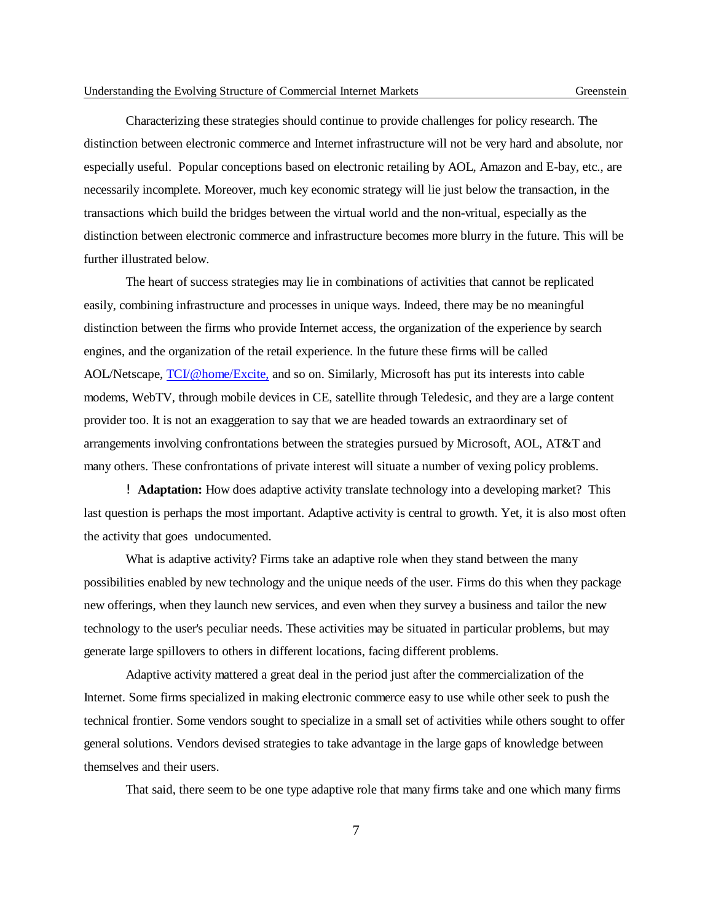Characterizing these strategies should continue to provide challenges for policy research. The distinction between electronic commerce and Internet infrastructure will not be very hard and absolute, nor especially useful. Popular conceptions based on electronic retailing by AOL, Amazon and E-bay, etc., are necessarily incomplete. Moreover, much key economic strategy will lie just below the transaction, in the transactions which build the bridges between the virtual world and the non-vritual, especially as the distinction between electronic commerce and infrastructure becomes more blurry in the future. This will be further illustrated below.

The heart of success strategies may lie in combinations of activities that cannot be replicated easily, combining infrastructure and processes in unique ways. Indeed, there may be no meaningful distinction between the firms who provide Internet access, the organization of the experience by search engines, and the organization of the retail experience. In the future these firms will be called AOL/Netscape, TCI/@home/Excite, and so on. Similarly, Microsoft has put its interests into cable modems, WebTV, through mobile devices in CE, satellite through Teledesic, and they are a large content provider too. It is not an exaggeration to say that we are headed towards an extraordinary set of arrangements involving confrontations between the strategies pursued by Microsoft, AOL, AT&T and many others. These confrontations of private interest will situate a number of vexing policy problems.

! **Adaptation:** How does adaptive activity translate technology into a developing market? This last question is perhaps the most important. Adaptive activity is central to growth. Yet, it is also most often the activity that goes undocumented.

What is adaptive activity? Firms take an adaptive role when they stand between the many possibilities enabled by new technology and the unique needs of the user. Firms do this when they package new offerings, when they launch new services, and even when they survey a business and tailor the new technology to the user's peculiar needs. These activities may be situated in particular problems, but may generate large spillovers to others in different locations, facing different problems.

Adaptive activity mattered a great deal in the period just after the commercialization of the Internet. Some firms specialized in making electronic commerce easy to use while other seek to push the technical frontier. Some vendors sought to specialize in a small set of activities while others sought to offer general solutions. Vendors devised strategies to take advantage in the large gaps of knowledge between themselves and their users.

That said, there seem to be one type adaptive role that many firms take and one which many firms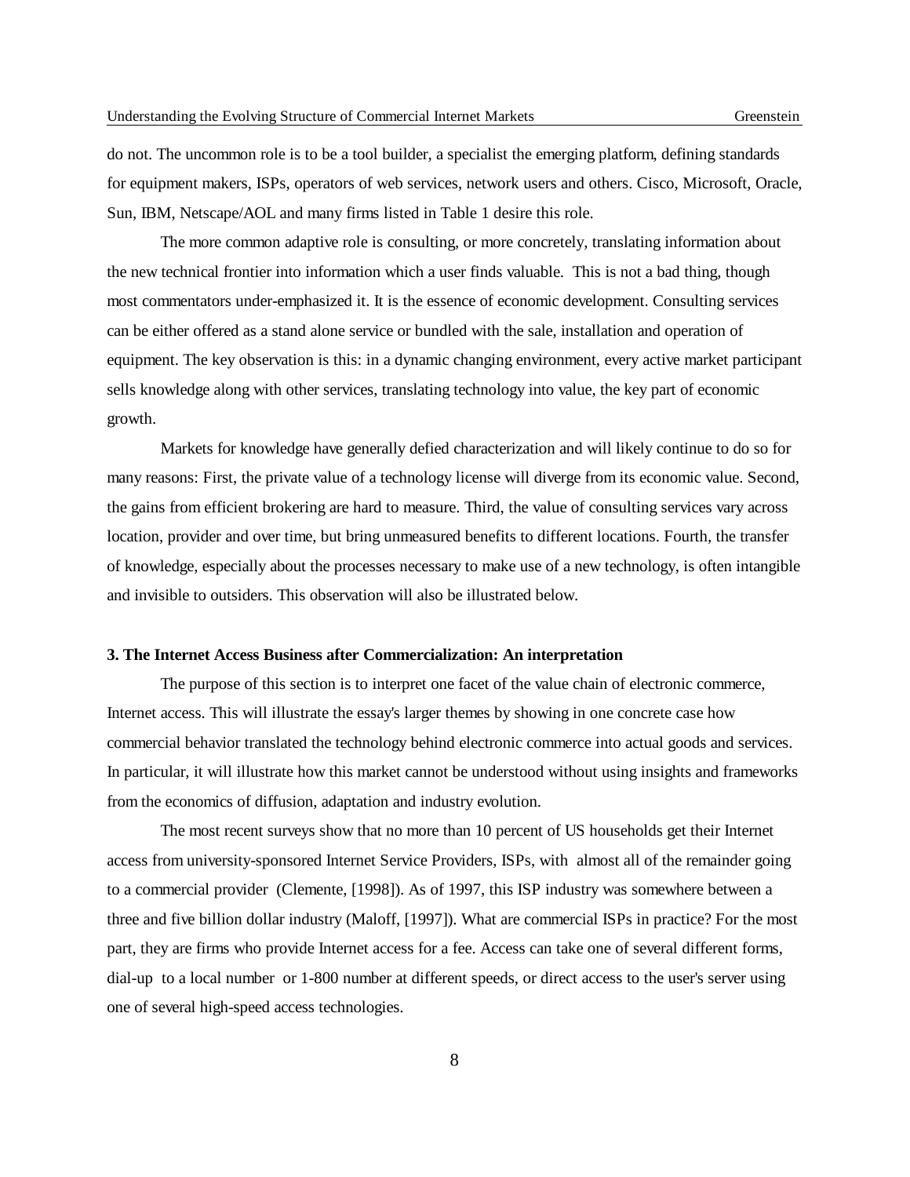do not. The uncommon role is to be a tool builder, a specialist the emerging platform, defining standards for equipment makers, ISPs, operators of web services, network users and others. Cisco, Microsoft, Oracle, Sun, IBM, Netscape/AOL and many firms listed in Table 1 desire this role.

The more common adaptive role is consulting, or more concretely, translating information about the new technical frontier into information which a user finds valuable. This is not a bad thing, though most commentators under-emphasized it. It is the essence of economic development. Consulting services can be either offered as a stand alone service or bundled with the sale, installation and operation of equipment. The key observation is this: in a dynamic changing environment, every active market participant sells knowledge along with other services, translating technology into value, the key part of economic growth.

Markets for knowledge have generally defied characterization and will likely continue to do so for many reasons: First, the private value of a technology license will diverge from its economic value. Second, the gains from efficient brokering are hard to measure. Third, the value of consulting services vary across location, provider and over time, but bring unmeasured benefits to different locations. Fourth, the transfer of knowledge, especially about the processes necessary to make use of a new technology, is often intangible and invisible to outsiders. This observation will also be illustrated below.

### 3. The Internet Access Business after Commercialization: An interpretation

The purpose of this section is to interpret one facet of the value chain of electronic commerce, Internet access. This will illustrate the essay's larger themes by showing in one concrete case how commercial behavior translated the technology behind electronic commerce into actual goods and services. In particular, it will illustrate how this market cannot be understood without using insights and frameworks from the economics of diffusion, adaptation and industry evolution.

The most recent surveys show that no more than 10 percent of US households get their Internet access from university-sponsored Internet Service Providers, ISPs, with almost all of the remainder going to a commercial provider (Clemente, [1998]). As of 1997, this ISP industry was somewhere between a three and five billion dollar industry (Maloff, [1997]). What are commercial ISPs in practice? For the most part, they are firms who provide Internet access for a fee. Access can take one of several different forms, dial-up to a local number or 1-800 number at different speeds, or direct access to the user's server using one of several high-speed access technologies.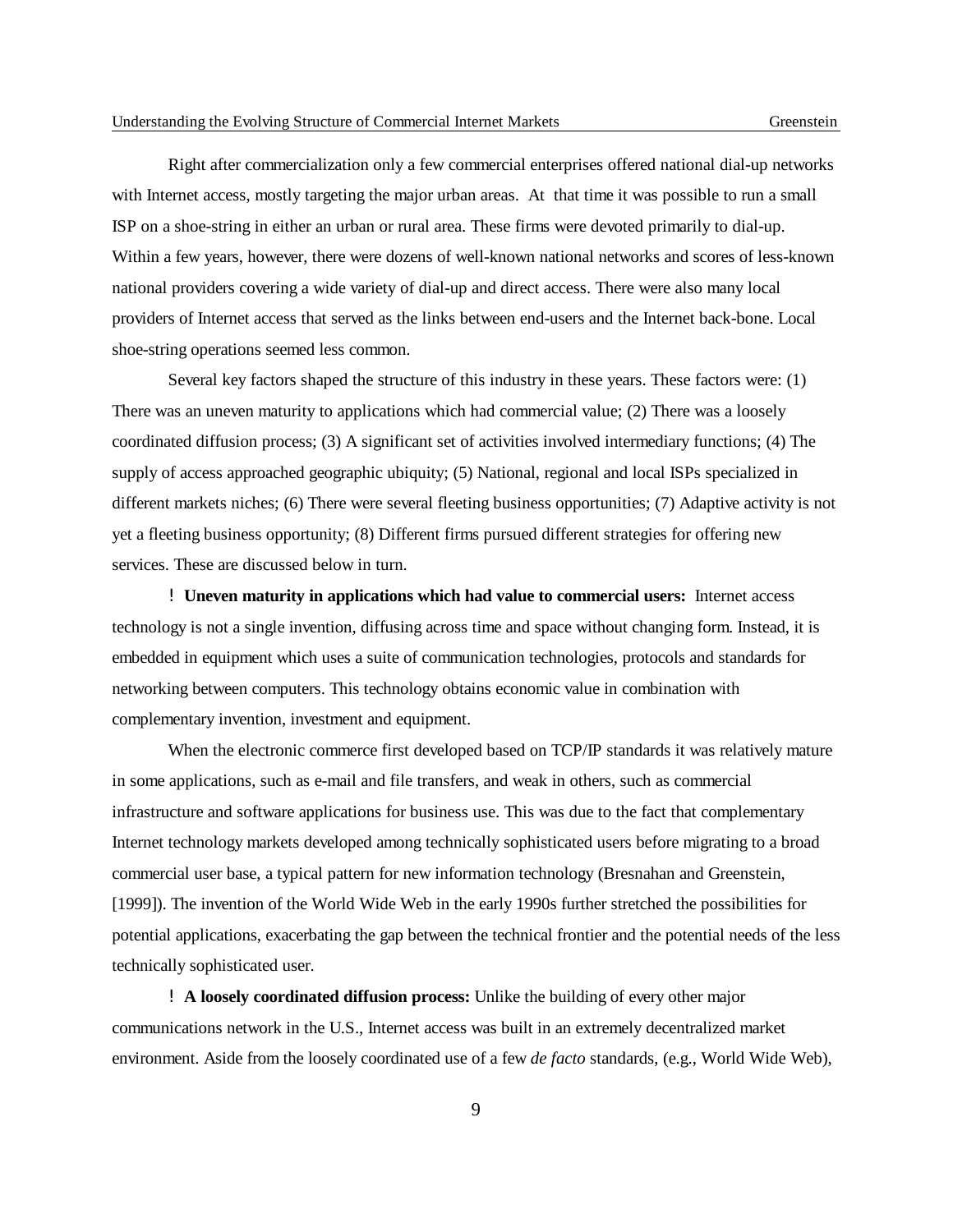Right after commercialization only a few commercial enterprises offered national dial-up networks with Internet access, mostly targeting the major urban areas. At that time it was possible to run a small ISP on a shoe-string in either an urban or rural area. These firms were devoted primarily to dial-up. Within a few years, however, there were dozens of well-known national networks and scores of less-known national providers covering a wide variety of dial-up and direct access. There were also many local providers of Internet access that served as the links between end-users and the Internet back-bone. Local shoe-string operations seemed less common.

Several key factors shaped the structure of this industry in these years. These factors were: (1) There was an uneven maturity to applications which had commercial value; (2) There was a loosely coordinated diffusion process; (3) A significant set of activities involved intermediary functions; (4) The supply of access approached geographic ubiquity; (5) National, regional and local ISPs specialized in different markets niches; (6) There were several fleeting business opportunities; (7) Adaptive activity is not yet a fleeting business opportunity; (8) Different firms pursued different strategies for offering new services. These are discussed below in turn.

! **Uneven maturity in applications which had value to commercial users:** Internet access technology is not a single invention, diffusing across time and space without changing form. Instead, it is embedded in equipment which uses a suite of communication technologies, protocols and standards for networking between computers. This technology obtains economic value in combination with complementary invention, investment and equipment.

When the electronic commerce first developed based on TCP/IP standards it was relatively mature in some applications, such as e-mail and file transfers, and weak in others, such as commercial infrastructure and software applications for business use. This was due to the fact that complementary Internet technology markets developed among technically sophisticated users before migrating to a broad commercial user base, a typical pattern for new information technology (Bresnahan and Greenstein, [1999]). The invention of the World Wide Web in the early 1990s further stretched the possibilities for potential applications, exacerbating the gap between the technical frontier and the potential needs of the less technically sophisticated user.

! **A loosely coordinated diffusion process:** Unlike the building of every other major communications network in the U.S., Internet access was built in an extremely decentralized market environment. Aside from the loosely coordinated use of a few *de facto* standards, (e.g., World Wide Web),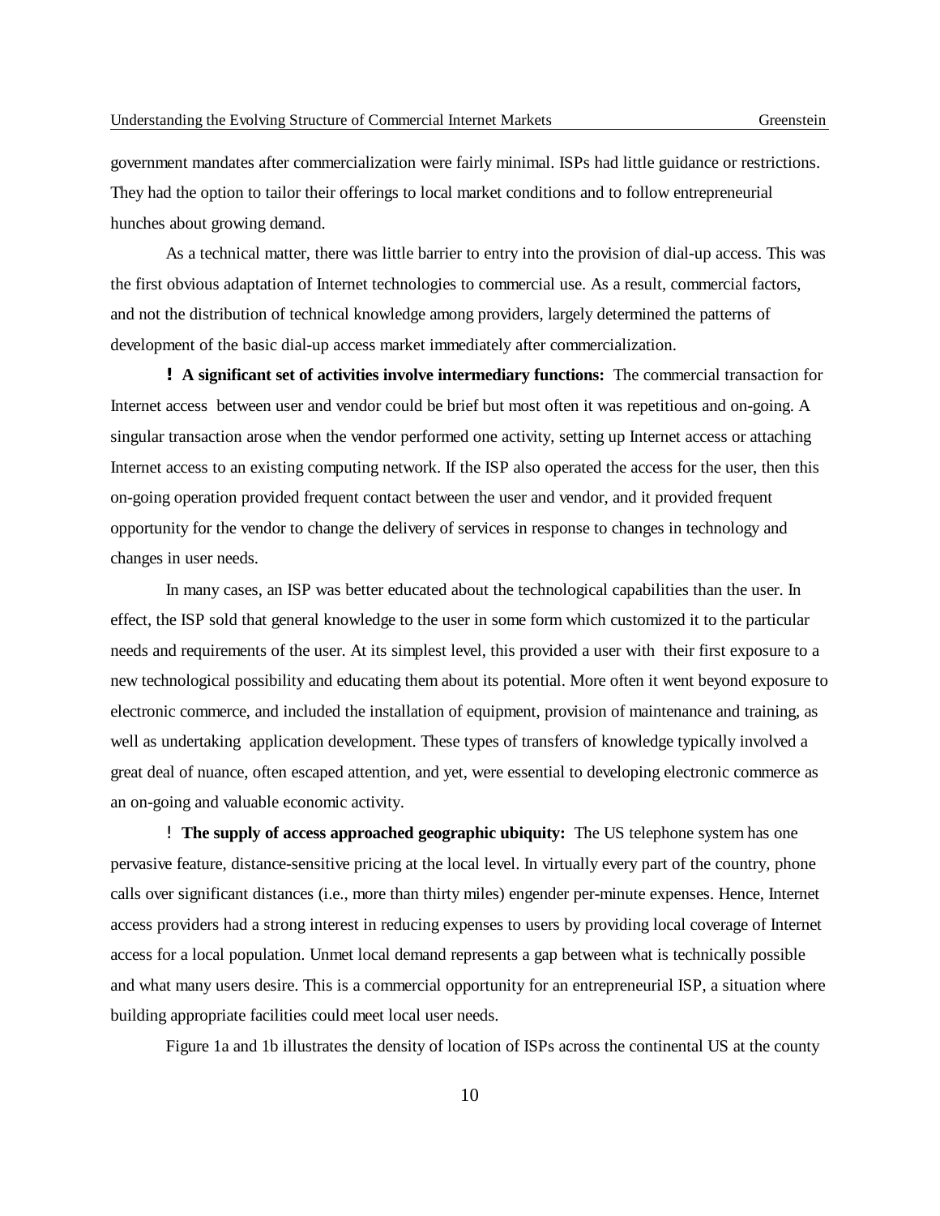government mandates after commercialization were fairly minimal. ISPs had little guidance or restrictions. They had the option to tailor their offerings to local market conditions and to follow entrepreneurial hunches about growing demand.

As a technical matter, there was little barrier to entry into the provision of dial-up access. This was the first obvious adaptation of Internet technologies to commercial use. As a result, commercial factors, and not the distribution of technical knowledge among providers, largely determined the patterns of development of the basic dial-up access market immediately after commercialization.

! **A significant set of activities involve intermediary functions:** The commercial transaction for Internet access between user and vendor could be brief but most often it was repetitious and on-going. A singular transaction arose when the vendor performed one activity, setting up Internet access or attaching Internet access to an existing computing network. If the ISP also operated the access for the user, then this on-going operation provided frequent contact between the user and vendor, and it provided frequent opportunity for the vendor to change the delivery of services in response to changes in technology and changes in user needs.

In many cases, an ISP was better educated about the technological capabilities than the user. In effect, the ISP sold that general knowledge to the user in some form which customized it to the particular needs and requirements of the user. At its simplest level, this provided a user with their first exposure to a new technological possibility and educating them about its potential. More often it went beyond exposure to electronic commerce, and included the installation of equipment, provision of maintenance and training, as well as undertaking application development. These types of transfers of knowledge typically involved a great deal of nuance, often escaped attention, and yet, were essential to developing electronic commerce as an on-going and valuable economic activity.

! **The supply of access approached geographic ubiquity:** The US telephone system has one pervasive feature, distance-sensitive pricing at the local level. In virtually every part of the country, phone calls over significant distances (i.e., more than thirty miles) engender per-minute expenses. Hence, Internet access providers had a strong interest in reducing expenses to users by providing local coverage of Internet access for a local population. Unmet local demand represents a gap between what is technically possible and what many users desire. This is a commercial opportunity for an entrepreneurial ISP, a situation where building appropriate facilities could meet local user needs.

Figure 1a and 1b illustrates the density of location of ISPs across the continental US at the county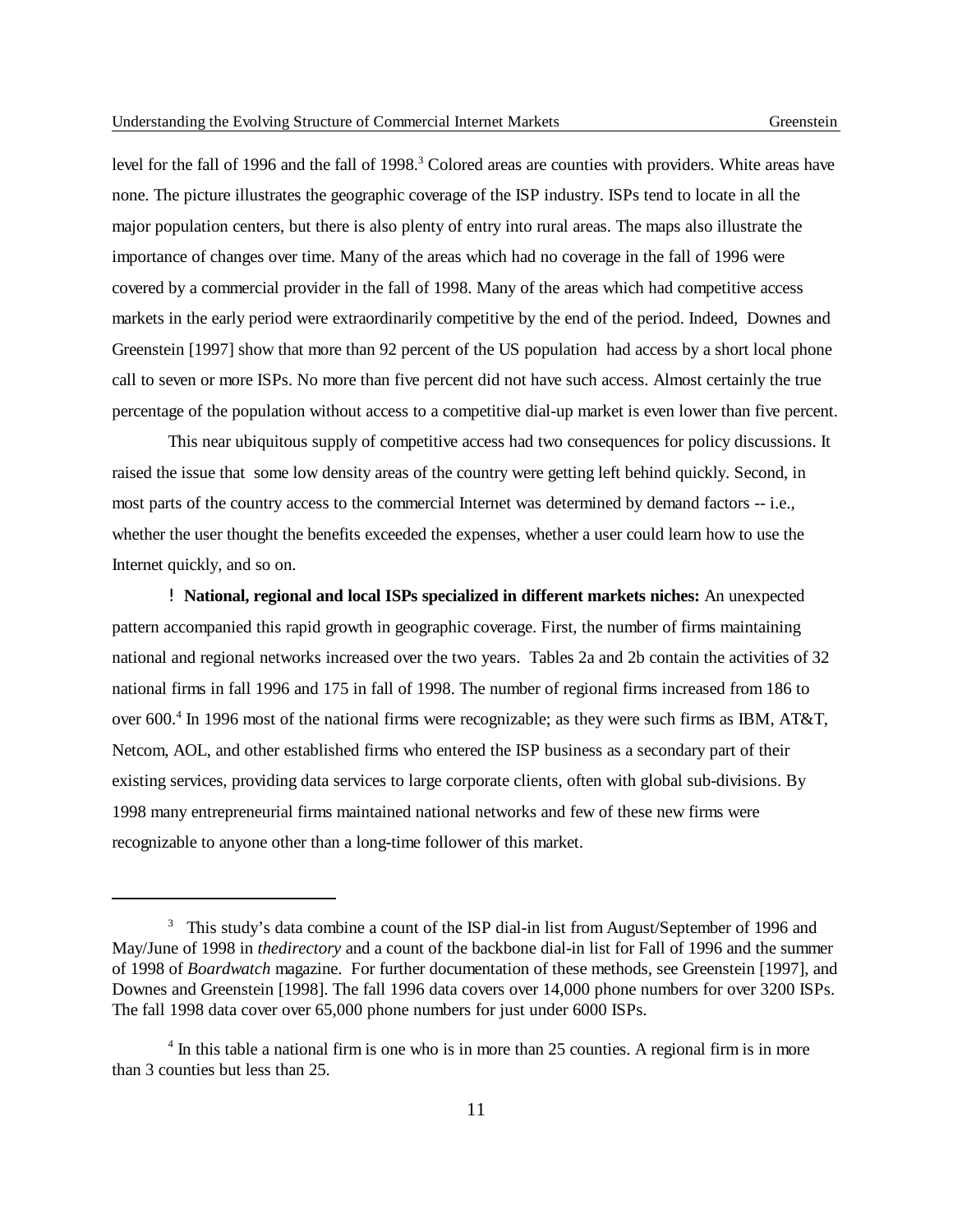level for the fall of 1996 and the fall of 1998.[3] Colored areas are counties with providers. White areas have none. The picture illustrates the geographic coverage of the ISP industry. ISPs tend to locate in all the major population centers, but there is also plenty of entry into rural areas. The maps also illustrate the importance of changes over time. Many of the areas which had no coverage in the fall of 1996 were covered by a commercial provider in the fall of 1998. Many of the areas which had competitive access markets in the early period were extraordinarily competitive by the end of the period. Indeed, Downes and Greenstein [1997] show that more than 92 percent of the US population had access by a short local phone call to seven or more ISPs. No more than five percent did not have such access. Almost certainly the true percentage of the population without access to a competitive dial-up market is even lower than five percent.

This near ubiquitous supply of competitive access had two consequences for policy discussions. It raised the issue that some low density areas of the country were getting left behind quickly. Second, in most parts of the country access to the commercial Internet was determined by demand factors -- i.e., whether the user thought the benefits exceeded the expenses, whether a user could learn how to use the Internet quickly, and so on.

- **National, regional and local ISPs specialized in different markets niches:** An unexpected pattern accompanied this rapid growth in geographic coverage. First, the number of firms maintaining national and regional networks increased over the two years. Tables 2a and 2b contain the activities of 32 national firms in fall 1996 and 175 in fall of 1998. The number of regional firms increased from 186 to over 600.[4] In 1996 most of the national firms were recognizable; as they were such firms as IBM, AT&T, Netcom, AOL, and other established firms who entered the ISP business as a secondary part of their existing services, providing data services to large corporate clients, often with global sub-divisions. By 1998 many entrepreneurial firms maintained national networks and few of these new firms were recognizable to anyone other than a long-time follower of this market.

---

[3] This study's data combine a count of the ISP dial-in list from August/September of 1996 and May/June of 1998 in *thedirectory* and a count of the backbone dial-in list for Fall of 1996 and the summer of 1998 of *Boardwatch* magazine. For further documentation of these methods, see Greenstein [1997], and Downes and Greenstein [1998]. The fall 1996 data covers over 14,000 phone numbers for over 3200 ISPs. The fall 1998 data cover over 65,000 phone numbers for just under 6000 ISPs.

[4] In this table a national firm is one who is in more than 25 counties. A regional firm is in more than 3 counties but less than 25.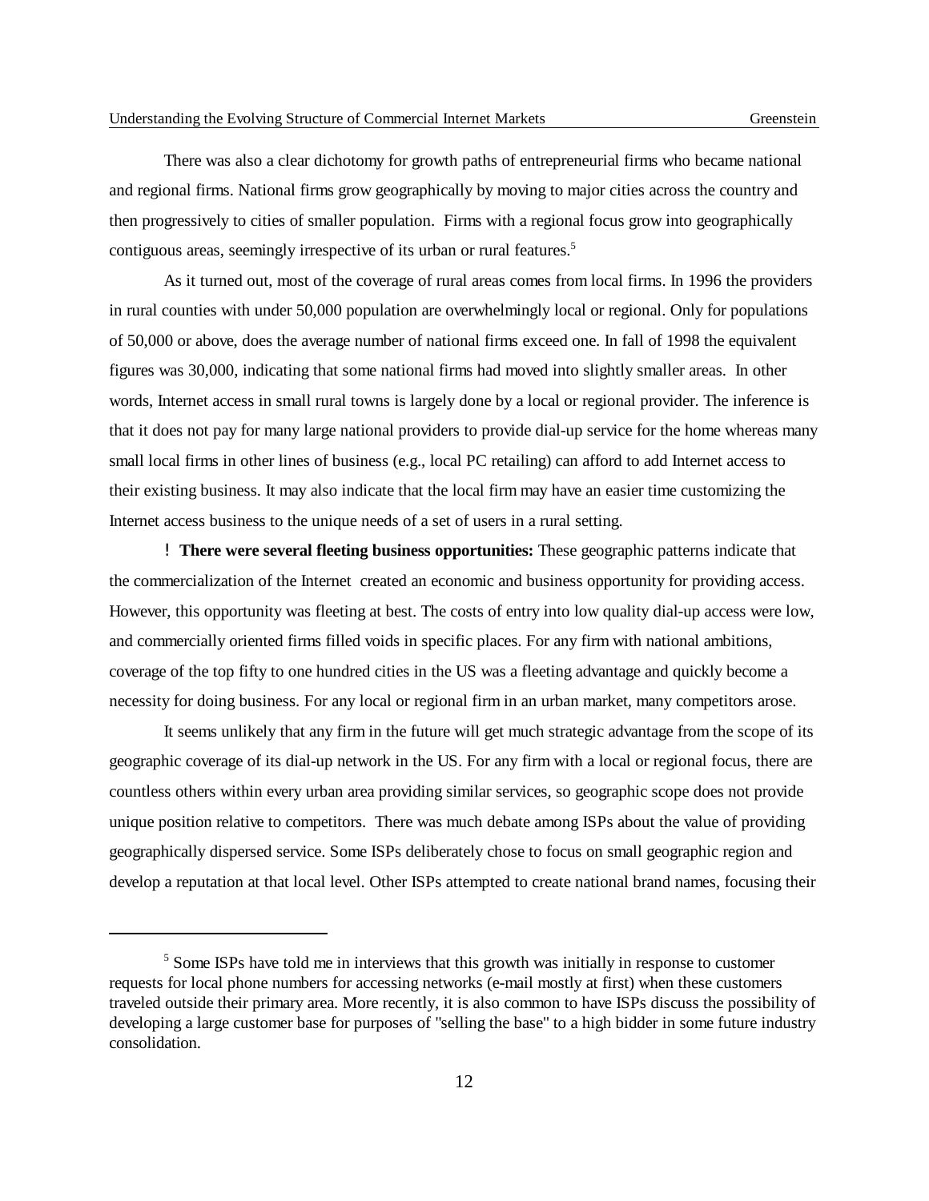There was also a clear dichotomy for growth paths of entrepreneurial firms who became national and regional firms. National firms grow geographically by moving to major cities across the country and then progressively to cities of smaller population. Firms with a regional focus grow into geographically contiguous areas, seemingly irrespective of its urban or rural features.[5]

As it turned out, most of the coverage of rural areas comes from local firms. In 1996 the providers in rural counties with under 50,000 population are overwhelmingly local or regional. Only for populations of 50,000 or above, does the average number of national firms exceed one. In fall of 1998 the equivalent figures was 30,000, indicating that some national firms had moved into slightly smaller areas. In other words, Internet access in small rural towns is largely done by a local or regional provider. The inference is that it does not pay for many large national providers to provide dial-up service for the home whereas many small local firms in other lines of business (e.g., local PC retailing) can afford to add Internet access to their existing business. It may also indicate that the local firm may have an easier time customizing the Internet access business to the unique needs of a set of users in a rural setting.

! **There were several fleeting business opportunities:** These geographic patterns indicate that the commercialization of the Internet created an economic and business opportunity for providing access. However, this opportunity was fleeting at best. The costs of entry into low quality dial-up access were low, and commercially oriented firms filled voids in specific places. For any firm with national ambitions, coverage of the top fifty to one hundred cities in the US was a fleeting advantage and quickly become a necessity for doing business. For any local or regional firm in an urban market, many competitors arose.

It seems unlikely that any firm in the future will get much strategic advantage from the scope of its geographic coverage of its dial-up network in the US. For any firm with a local or regional focus, there are countless others within every urban area providing similar services, so geographic scope does not provide unique position relative to competitors. There was much debate among ISPs about the value of providing geographically dispersed service. Some ISPs deliberately chose to focus on small geographic region and develop a reputation at that local level. Other ISPs attempted to create national brand names, focusing their

---

[5] Some ISPs have told me in interviews that this growth was initially in response to customer requests for local phone numbers for accessing networks (e-mail mostly at first) when these customers traveled outside their primary area. More recently, it is also common to have ISPs discuss the possibility of developing a large customer base for purposes of "selling the base" to a high bidder in some future industry consolidation.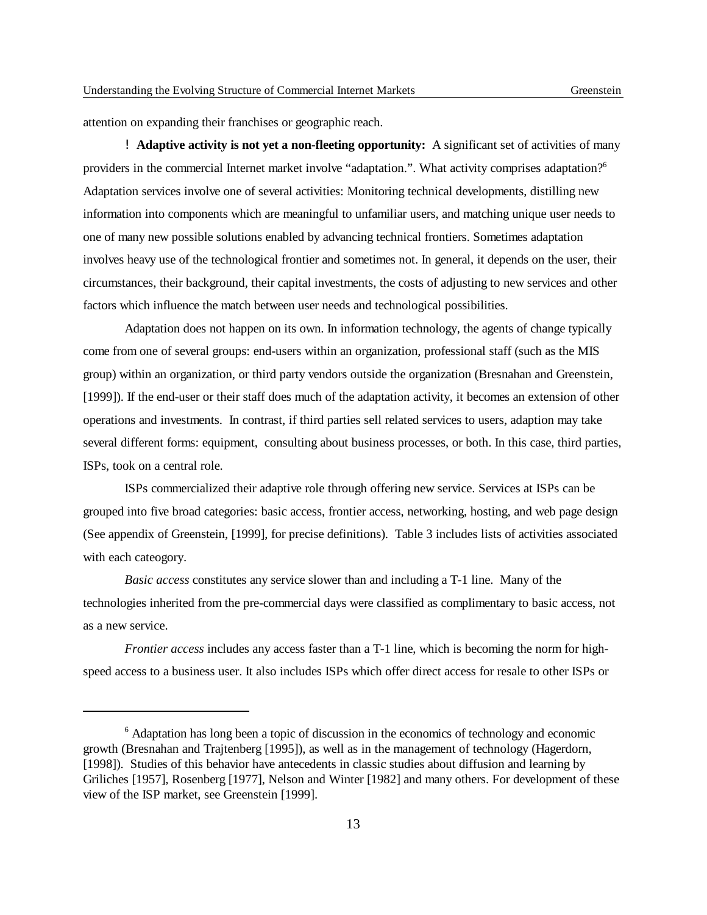attention on expanding their franchises or geographic reach.

! **Adaptive activity is not yet a non-fleeting opportunity:** A significant set of activities of many providers in the commercial Internet market involve "adaptation.". What activity comprises adaptation?[6] Adaptation services involve one of several activities: Monitoring technical developments, distilling new information into components which are meaningful to unfamiliar users, and matching unique user needs to one of many new possible solutions enabled by advancing technical frontiers. Sometimes adaptation involves heavy use of the technological frontier and sometimes not. In general, it depends on the user, their circumstances, their background, their capital investments, the costs of adjusting to new services and other factors which influence the match between user needs and technological possibilities.

Adaptation does not happen on its own. In information technology, the agents of change typically come from one of several groups: end-users within an organization, professional staff (such as the MIS group) within an organization, or third party vendors outside the organization (Bresnahan and Greenstein, [1999]). If the end-user or their staff does much of the adaptation activity, it becomes an extension of other operations and investments. In contrast, if third parties sell related services to users, adaption may take several different forms: equipment, consulting about business processes, or both. In this case, third parties, ISPs, took on a central role.

ISPs commercialized their adaptive role through offering new service. Services at ISPs can be grouped into five broad categories: basic access, frontier access, networking, hosting, and web page design (See appendix of Greenstein, [1999], for precise definitions). Table 3 includes lists of activities associated with each cateogory.

*Basic access* constitutes any service slower than and including a T-1 line. Many of the technologies inherited from the pre-commercial days were classified as complimentary to basic access, not as a new service.

*Frontier access* includes any access faster than a T-1 line, which is becoming the norm for high-speed access to a business user. It also includes ISPs which offer direct access for resale to other ISPs or

---

[6] Adaptation has long been a topic of discussion in the economics of technology and economic growth (Bresnahan and Trajtenberg [1995]), as well as in the management of technology (Hagerdorn, [1998]). Studies of this behavior have antecedents in classic studies about diffusion and learning by Griliches [1957], Rosenberg [1977], Nelson and Winter [1982] and many others. For development of these view of the ISP market, see Greenstein [1999].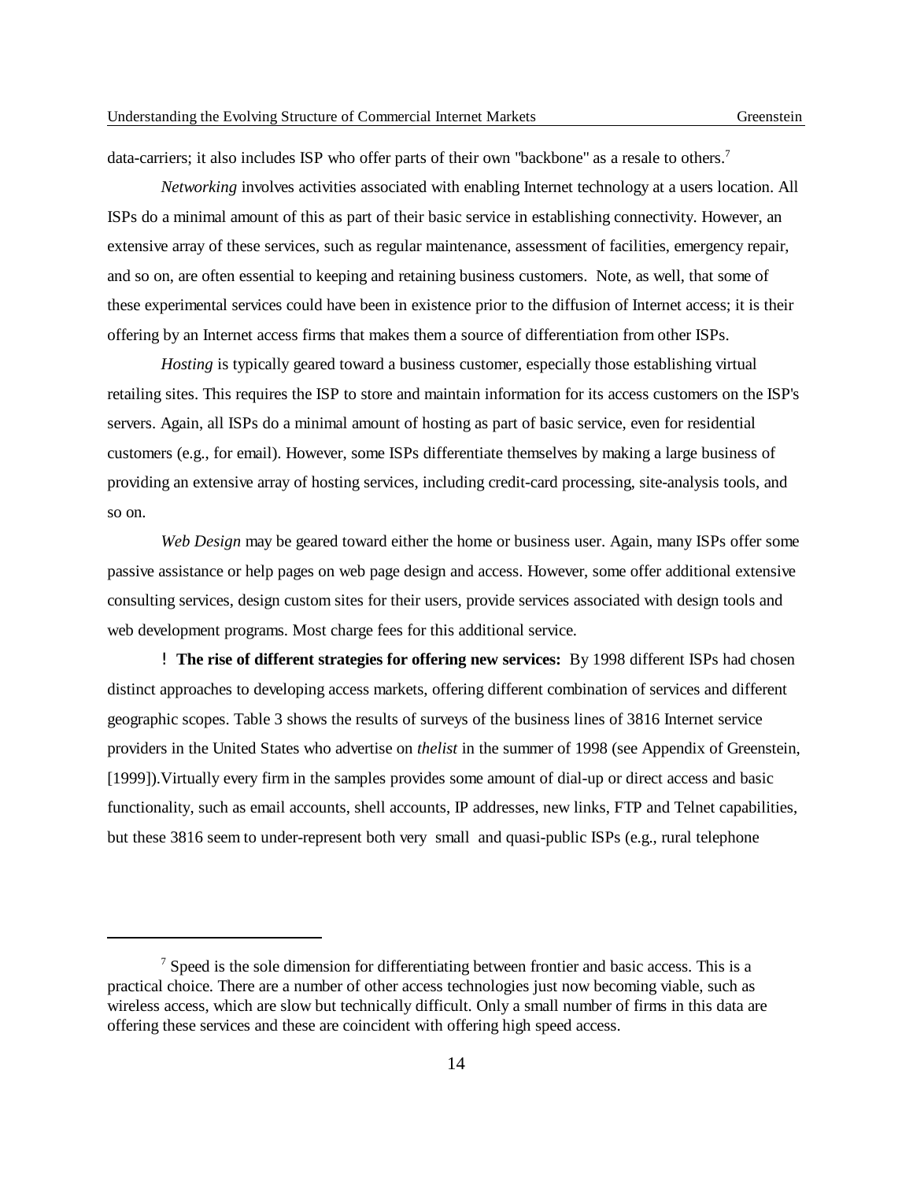data-carriers; it also includes ISP who offer parts of their own "backbone" as a resale to others.[7]

*Networking* involves activities associated with enabling Internet technology at a users location. All ISPs do a minimal amount of this as part of their basic service in establishing connectivity. However, an extensive array of these services, such as regular maintenance, assessment of facilities, emergency repair, and so on, are often essential to keeping and retaining business customers. Note, as well, that some of these experimental services could have been in existence prior to the diffusion of Internet access; it is their offering by an Internet access firms that makes them a source of differentiation from other ISPs.

*Hosting* is typically geared toward a business customer, especially those establishing virtual retailing sites. This requires the ISP to store and maintain information for its access customers on the ISP's servers. Again, all ISPs do a minimal amount of hosting as part of basic service, even for residential customers (e.g., for email). However, some ISPs differentiate themselves by making a large business of providing an extensive array of hosting services, including credit-card processing, site-analysis tools, and so on.

*Web Design* may be geared toward either the home or business user. Again, many ISPs offer some passive assistance or help pages on web page design and access. However, some offer additional extensive consulting services, design custom sites for their users, provide services associated with design tools and web development programs. Most charge fees for this additional service.

! **The rise of different strategies for offering new services:** By 1998 different ISPs had chosen distinct approaches to developing access markets, offering different combination of services and different geographic scopes. Table 3 shows the results of surveys of the business lines of 3816 Internet service providers in the United States who advertise on *thelist* in the summer of 1998 (see Appendix of Greenstein, [1999]).Virtually every firm in the samples provides some amount of dial-up or direct access and basic functionality, such as email accounts, shell accounts, IP addresses, new links, FTP and Telnet capabilities, but these 3816 seem to under-represent both very small and quasi-public ISPs (e.g., rural telephone

[7] Speed is the sole dimension for differentiating between frontier and basic access. This is a practical choice. There are a number of other access technologies just now becoming viable, such as wireless access, which are slow but technically difficult. Only a small number of firms in this data are offering these services and these are coincident with offering high speed access.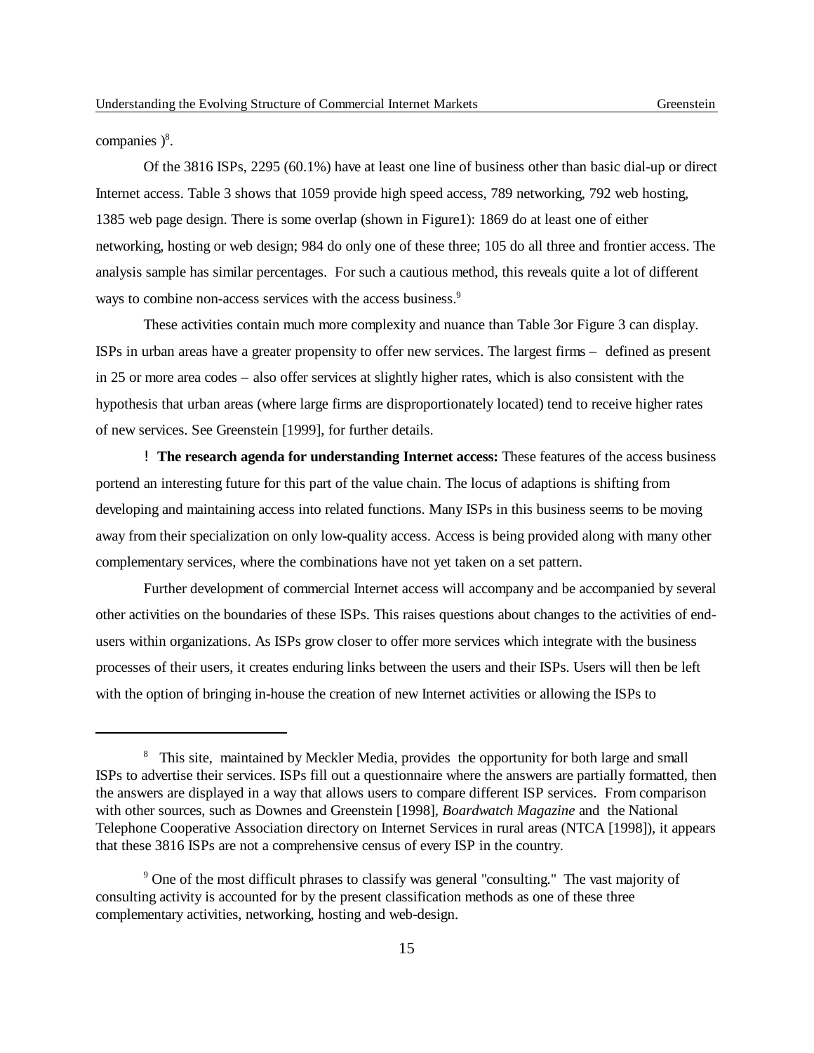companies )[8].

Of the 3816 ISPs, 2295 (60.1%) have at least one line of business other than basic dial-up or direct Internet access. Table 3 shows that 1059 provide high speed access, 789 networking, 792 web hosting, 1385 web page design. There is some overlap (shown in Figure1): 1869 do at least one of either networking, hosting or web design; 984 do only one of these three; 105 do all three and frontier access. The analysis sample has similar percentages. For such a cautious method, this reveals quite a lot of different ways to combine non-access services with the access business.[9]

These activities contain much more complexity and nuance than Table 3or Figure 3 can display. ISPs in urban areas have a greater propensity to offer new services. The largest firms – defined as present in 25 or more area codes – also offer services at slightly higher rates, which is also consistent with the hypothesis that urban areas (where large firms are disproportionately located) tend to receive higher rates of new services. See Greenstein [1999], for further details.

! **The research agenda for understanding Internet access:** These features of the access business portend an interesting future for this part of the value chain. The locus of adaptions is shifting from developing and maintaining access into related functions. Many ISPs in this business seems to be moving away from their specialization on only low-quality access. Access is being provided along with many other complementary services, where the combinations have not yet taken on a set pattern.

Further development of commercial Internet access will accompany and be accompanied by several other activities on the boundaries of these ISPs. This raises questions about changes to the activities of end-users within organizations. As ISPs grow closer to offer more services which integrate with the business processes of their users, it creates enduring links between the users and their ISPs. Users will then be left with the option of bringing in-house the creation of new Internet activities or allowing the ISPs to

---

[8] This site, maintained by Meckler Media, provides the opportunity for both large and small ISPs to advertise their services. ISPs fill out a questionnaire where the answers are partially formatted, then the answers are displayed in a way that allows users to compare different ISP services. From comparison with other sources, such as Downes and Greenstein [1998], *Boardwatch Magazine* and the National Telephone Cooperative Association directory on Internet Services in rural areas (NTCA [1998]), it appears that these 3816 ISPs are not a comprehensive census of every ISP in the country.

[9] One of the most difficult phrases to classify was general "consulting." The vast majority of consulting activity is accounted for by the present classification methods as one of these three complementary activities, networking, hosting and web-design.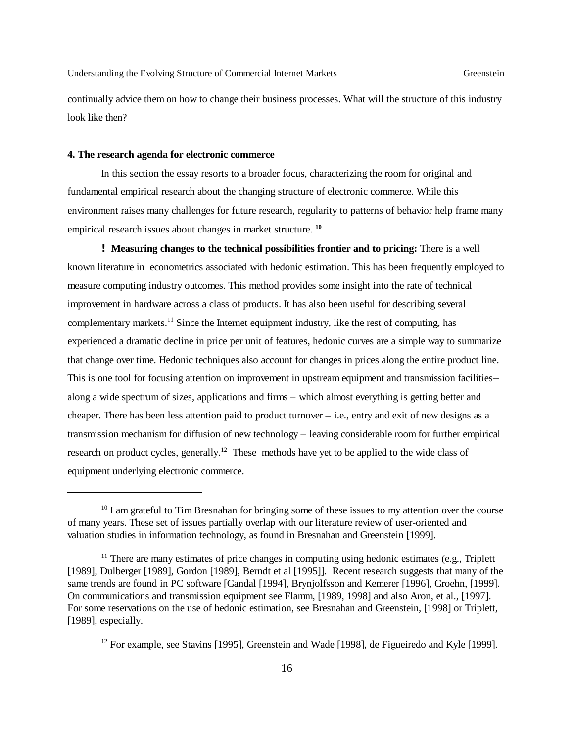continually advice them on how to change their business processes. What will the structure of this industry look like then?

**4. The research agenda for electronic commerce**

In this section the essay resorts to a broader focus, characterizing the room for original and fundamental empirical research about the changing structure of electronic commerce. While this environment raises many challenges for future research, regularity to patterns of behavior help frame many empirical research issues about changes in market structure. [10]

- **Measuring changes to the technical possibilities frontier and to pricing:** There is a well known literature in econometrics associated with hedonic estimation. This has been frequently employed to measure computing industry outcomes. This method provides some insight into the rate of technical improvement in hardware across a class of products. It has also been useful for describing several complementary markets.[11] Since the Internet equipment industry, like the rest of computing, has experienced a dramatic decline in price per unit of features, hedonic curves are a simple way to summarize that change over time. Hedonic techniques also account for changes in prices along the entire product line. This is one tool for focusing attention on improvement in upstream equipment and transmission facilities--along a wide spectrum of sizes, applications and firms – which almost everything is getting better and cheaper. There has been less attention paid to product turnover – i.e., entry and exit of new designs as a transmission mechanism for diffusion of new technology – leaving considerable room for further empirical research on product cycles, generally.[12] These methods have yet to be applied to the wide class of equipment underlying electronic commerce.

---

[10] I am grateful to Tim Bresnahan for bringing some of these issues to my attention over the course of many years. These set of issues partially overlap with our literature review of user-oriented and valuation studies in information technology, as found in Bresnahan and Greenstein [1999].

[11] There are many estimates of price changes in computing using hedonic estimates (e.g., Triplett [1989], Dulberger [1989], Gordon [1989], Berndt et al [1995]]. Recent research suggests that many of the same trends are found in PC software [Gandal [1994], Brynjolfsson and Kemerer [1996], Groehn, [1999]. On communications and transmission equipment see Flamm, [1989, 1998] and also Aron, et al., [1997]. For some reservations on the use of hedonic estimation, see Bresnahan and Greenstein, [1998] or Triplett, [1989], especially.

[12] For example, see Stavins [1995], Greenstein and Wade [1998], de Figueiredo and Kyle [1999].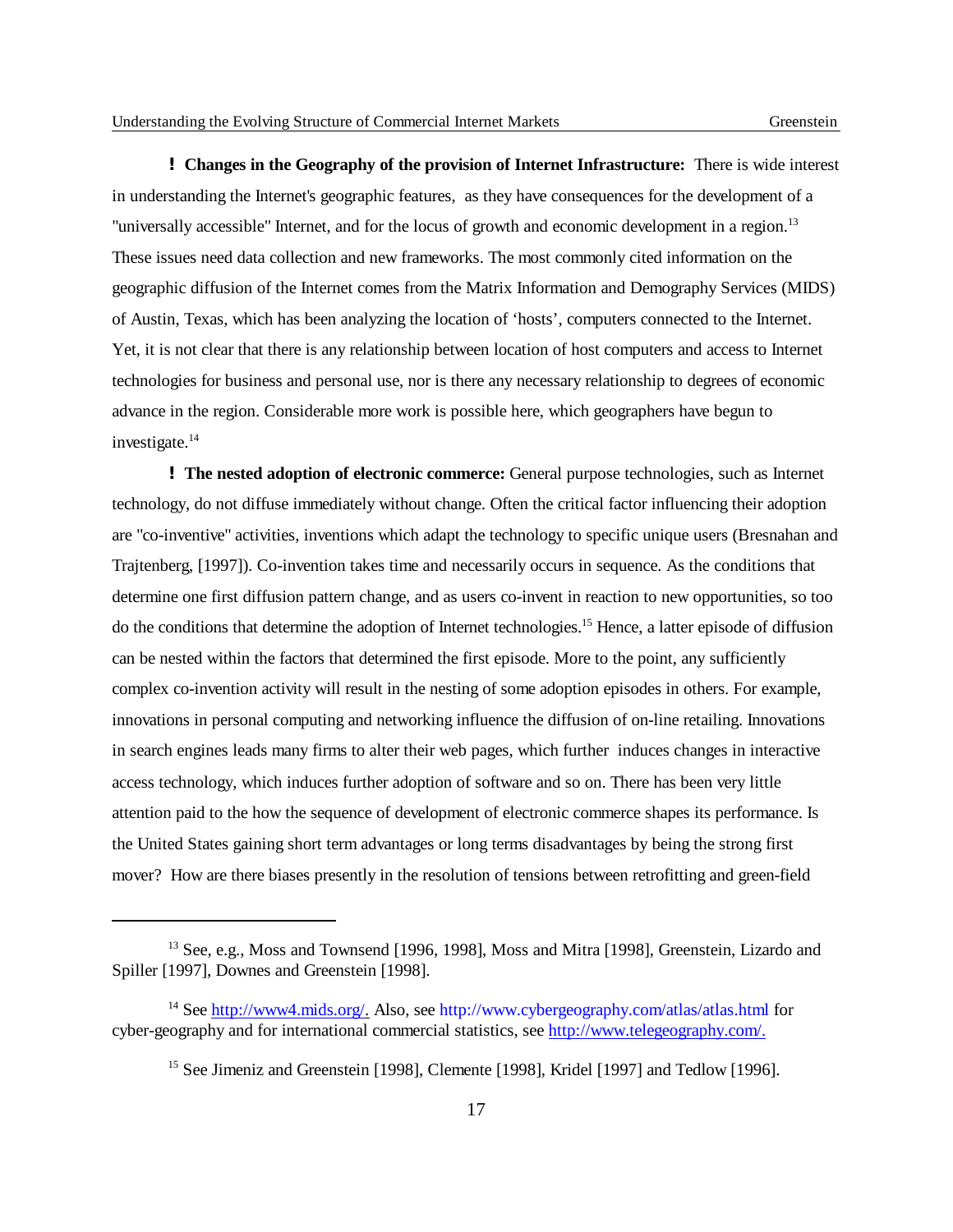! **Changes in the Geography of the provision of Internet Infrastructure:** There is wide interest in understanding the Internet's geographic features, as they have consequences for the development of a "universally accessible" Internet, and for the locus of growth and economic development in a region.[13] These issues need data collection and new frameworks. The most commonly cited information on the geographic diffusion of the Internet comes from the Matrix Information and Demography Services (MIDS) of Austin, Texas, which has been analyzing the location of 'hosts', computers connected to the Internet. Yet, it is not clear that there is any relationship between location of host computers and access to Internet technologies for business and personal use, nor is there any necessary relationship to degrees of economic advance in the region. Considerable more work is possible here, which geographers have begun to investigate.[14]

! **The nested adoption of electronic commerce:** General purpose technologies, such as Internet technology, do not diffuse immediately without change. Often the critical factor influencing their adoption are "co-inventive" activities, inventions which adapt the technology to specific unique users (Bresnahan and Trajtenberg, [1997]). Co-invention takes time and necessarily occurs in sequence. As the conditions that determine one first diffusion pattern change, and as users co-invent in reaction to new opportunities, so too do the conditions that determine the adoption of Internet technologies.[15] Hence, a latter episode of diffusion can be nested within the factors that determined the first episode. More to the point, any sufficiently complex co-invention activity will result in the nesting of some adoption episodes in others. For example, innovations in personal computing and networking influence the diffusion of on-line retailing. Innovations in search engines leads many firms to alter their web pages, which further induces changes in interactive access technology, which induces further adoption of software and so on. There has been very little attention paid to the how the sequence of development of electronic commerce shapes its performance. Is the United States gaining short term advantages or long terms disadvantages by being the strong first mover? How are there biases presently in the resolution of tensions between retrofitting and green-field

---

[13] See, e.g., Moss and Townsend [1996, 1998], Moss and Mitra [1998], Greenstein, Lizardo and Spiller [1997], Downes and Greenstein [1998].

[14] See http://www4.mids.org/. Also, see http://www.cybergeography.com/atlas/atlas.html for cyber-geography and for international commercial statistics, see http://www.telegeography.com/.

[15] See Jimeniz and Greenstein [1998], Clemente [1998], Kridel [1997] and Tedlow [1996].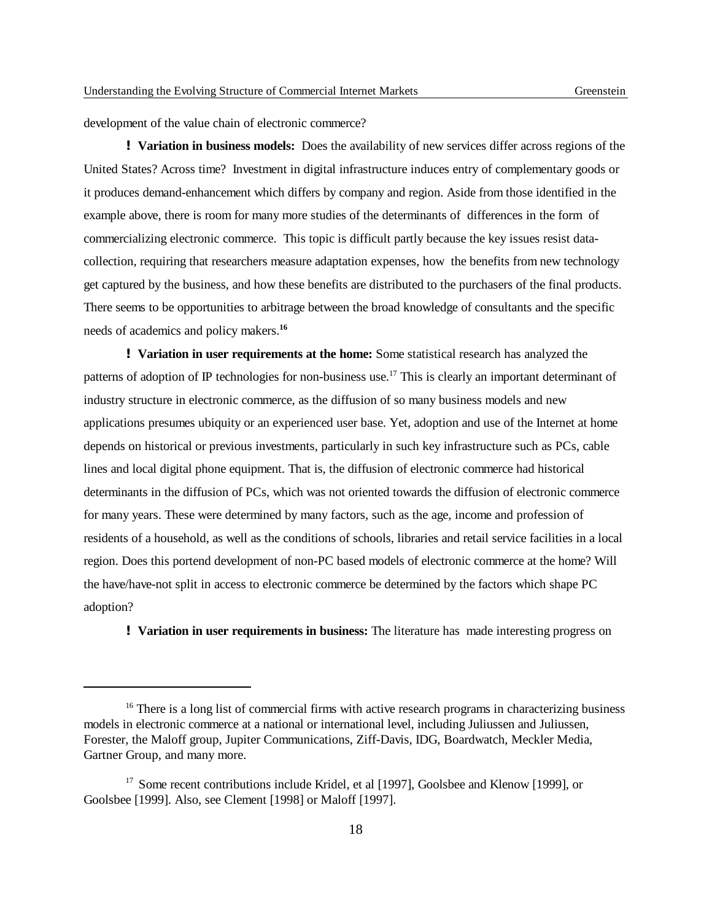development of the value chain of electronic commerce?

! **Variation in business models:** Does the availability of new services differ across regions of the United States? Across time? Investment in digital infrastructure induces entry of complementary goods or it produces demand-enhancement which differs by company and region. Aside from those identified in the example above, there is room for many more studies of the determinants of differences in the form of commercializing electronic commerce. This topic is difficult partly because the key issues resist data-collection, requiring that researchers measure adaptation expenses, how the benefits from new technology get captured by the business, and how these benefits are distributed to the purchasers of the final products. There seems to be opportunities to arbitrage between the broad knowledge of consultants and the specific needs of academics and policy makers.[16]

! **Variation in user requirements at the home:** Some statistical research has analyzed the patterns of adoption of IP technologies for non-business use.[17] This is clearly an important determinant of industry structure in electronic commerce, as the diffusion of so many business models and new applications presumes ubiquity or an experienced user base. Yet, adoption and use of the Internet at home depends on historical or previous investments, particularly in such key infrastructure such as PCs, cable lines and local digital phone equipment. That is, the diffusion of electronic commerce had historical determinants in the diffusion of PCs, which was not oriented towards the diffusion of electronic commerce for many years. These were determined by many factors, such as the age, income and profession of residents of a household, as well as the conditions of schools, libraries and retail service facilities in a local region. Does this portend development of non-PC based models of electronic commerce at the home? Will the have/have-not split in access to electronic commerce be determined by the factors which shape PC adoption?

! **Variation in user requirements in business:** The literature has made interesting progress on

---

[16] There is a long list of commercial firms with active research programs in characterizing business models in electronic commerce at a national or international level, including Juliussen and Juliussen, Forester, the Maloff group, Jupiter Communications, Ziff-Davis, IDG, Boardwatch, Meckler Media, Gartner Group, and many more.

[17] Some recent contributions include Kridel, et al [1997], Goolsbee and Klenow [1999], or Goolsbee [1999]. Also, see Clement [1998] or Maloff [1997].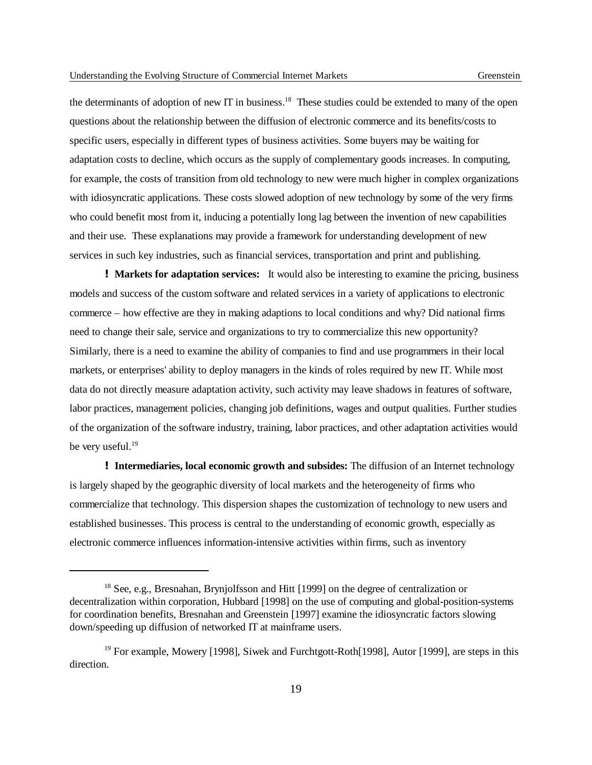the determinants of adoption of new IT in business.[18] These studies could be extended to many of the open questions about the relationship between the diffusion of electronic commerce and its benefits/costs to specific users, especially in different types of business activities. Some buyers may be waiting for adaptation costs to decline, which occurs as the supply of complementary goods increases. In computing, for example, the costs of transition from old technology to new were much higher in complex organizations with idiosyncratic applications. These costs slowed adoption of new technology by some of the very firms who could benefit most from it, inducing a potentially long lag between the invention of new capabilities and their use. These explanations may provide a framework for understanding development of new services in such key industries, such as financial services, transportation and print and publishing.

**! Markets for adaptation services:** It would also be interesting to examine the pricing, business models and success of the custom software and related services in a variety of applications to electronic commerce – how effective are they in making adaptions to local conditions and why? Did national firms need to change their sale, service and organizations to try to commercialize this new opportunity? Similarly, there is a need to examine the ability of companies to find and use programmers in their local markets, or enterprises' ability to deploy managers in the kinds of roles required by new IT. While most data do not directly measure adaptation activity, such activity may leave shadows in features of software, labor practices, management policies, changing job definitions, wages and output qualities. Further studies of the organization of the software industry, training, labor practices, and other adaptation activities would be very useful.[19]

**! Intermediaries, local economic growth and subsides:** The diffusion of an Internet technology is largely shaped by the geographic diversity of local markets and the heterogeneity of firms who commercialize that technology. This dispersion shapes the customization of technology to new users and established businesses. This process is central to the understanding of economic growth, especially as electronic commerce influences information-intensive activities within firms, such as inventory

---

[18] See, e.g., Bresnahan, Brynjolfsson and Hitt [1999] on the degree of centralization or decentralization within corporation, Hubbard [1998] on the use of computing and global-position-systems for coordination benefits, Bresnahan and Greenstein [1997] examine the idiosyncratic factors slowing down/speeding up diffusion of networked IT at mainframe users.

[19] For example, Mowery [1998], Siwek and Furchtgott-Roth[1998], Autor [1999], are steps in this direction.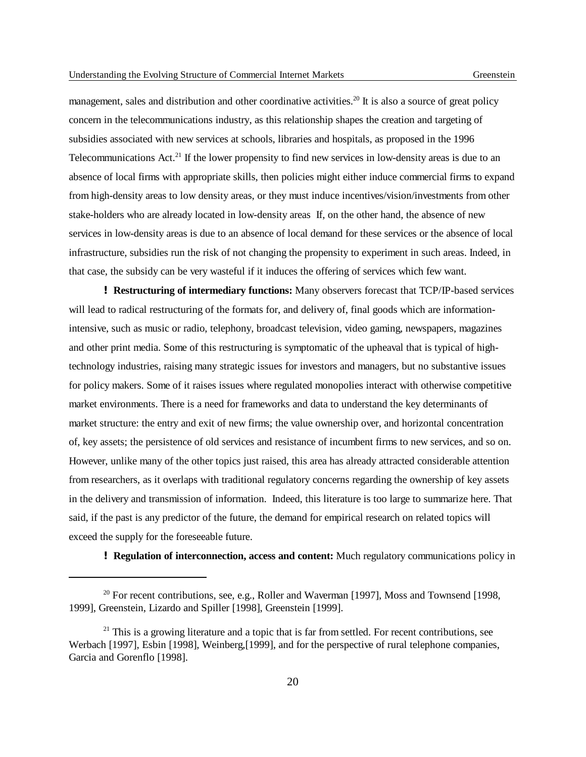management, sales and distribution and other coordinative activities.[20] It is also a source of great policy concern in the telecommunications industry, as this relationship shapes the creation and targeting of subsidies associated with new services at schools, libraries and hospitals, as proposed in the 1996 Telecommunications Act.[21] If the lower propensity to find new services in low-density areas is due to an absence of local firms with appropriate skills, then policies might either induce commercial firms to expand from high-density areas to low density areas, or they must induce incentives/vision/investments from other stake-holders who are already located in low-density areas If, on the other hand, the absence of new services in low-density areas is due to an absence of local demand for these services or the absence of local infrastructure, subsidies run the risk of not changing the propensity to experiment in such areas. Indeed, in that case, the subsidy can be very wasteful if it induces the offering of services which few want.

- **Restructuring of intermediary functions:** Many observers forecast that TCP/IP-based services will lead to radical restructuring of the formats for, and delivery of, final goods which are information-intensive, such as music or radio, telephony, broadcast television, video gaming, newspapers, magazines and other print media. Some of this restructuring is symptomatic of the upheaval that is typical of high-technology industries, raising many strategic issues for investors and managers, but no substantive issues for policy makers. Some of it raises issues where regulated monopolies interact with otherwise competitive market environments. There is a need for frameworks and data to understand the key determinants of market structure: the entry and exit of new firms; the value ownership over, and horizontal concentration of, key assets; the persistence of old services and resistance of incumbent firms to new services, and so on. However, unlike many of the other topics just raised, this area has already attracted considerable attention from researchers, as it overlaps with traditional regulatory concerns regarding the ownership of key assets in the delivery and transmission of information. Indeed, this literature is too large to summarize here. That said, if the past is any predictor of the future, the demand for empirical research on related topics will exceed the supply for the foreseeable future.

- **Regulation of interconnection, access and content:** Much regulatory communications policy in

---

[20] For recent contributions, see, e.g., Roller and Waverman [1997], Moss and Townsend [1998, 1999], Greenstein, Lizardo and Spiller [1998], Greenstein [1999].

[21] This is a growing literature and a topic that is far from settled. For recent contributions, see Werbach [1997], Esbin [1998], Weinberg,[1999], and for the perspective of rural telephone companies, Garcia and Gorenflo [1998].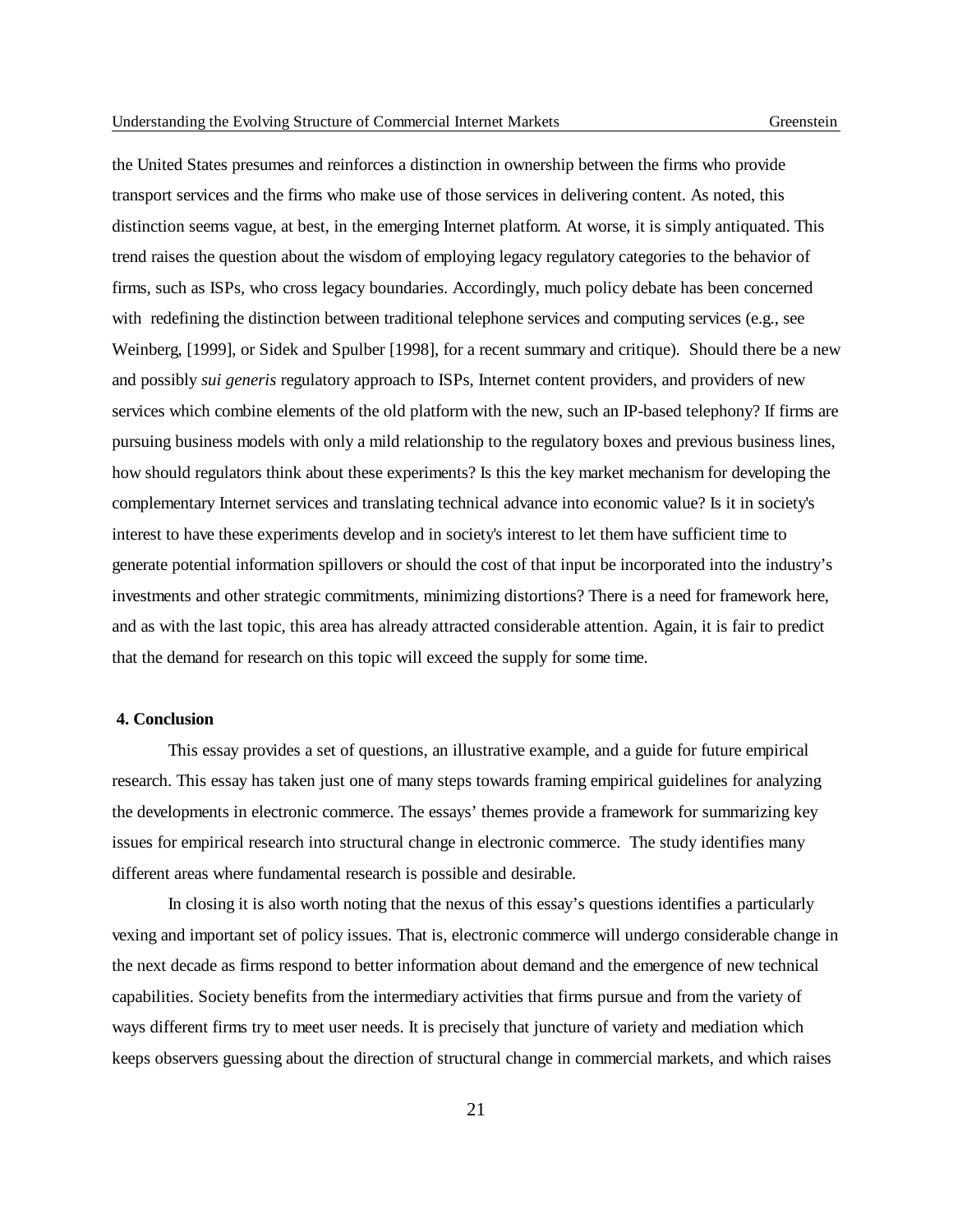the United States presumes and reinforces a distinction in ownership between the firms who provide transport services and the firms who make use of those services in delivering content. As noted, this distinction seems vague, at best, in the emerging Internet platform. At worse, it is simply antiquated. This trend raises the question about the wisdom of employing legacy regulatory categories to the behavior of firms, such as ISPs, who cross legacy boundaries. Accordingly, much policy debate has been concerned with redefining the distinction between traditional telephone services and computing services (e.g., see Weinberg, [1999], or Sidek and Spulber [1998], for a recent summary and critique). Should there be a new and possibly *sui generis* regulatory approach to ISPs, Internet content providers, and providers of new services which combine elements of the old platform with the new, such an IP-based telephony? If firms are pursuing business models with only a mild relationship to the regulatory boxes and previous business lines, how should regulators think about these experiments? Is this the key market mechanism for developing the complementary Internet services and translating technical advance into economic value? Is it in society's interest to have these experiments develop and in society's interest to let them have sufficient time to generate potential information spillovers or should the cost of that input be incorporated into the industry's investments and other strategic commitments, minimizing distortions? There is a need for framework here, and as with the last topic, this area has already attracted considerable attention. Again, it is fair to predict that the demand for research on this topic will exceed the supply for some time.

## 4. Conclusion

This essay provides a set of questions, an illustrative example, and a guide for future empirical research. This essay has taken just one of many steps towards framing empirical guidelines for analyzing the developments in electronic commerce. The essays' themes provide a framework for summarizing key issues for empirical research into structural change in electronic commerce. The study identifies many different areas where fundamental research is possible and desirable.

In closing it is also worth noting that the nexus of this essay's questions identifies a particularly vexing and important set of policy issues. That is, electronic commerce will undergo considerable change in the next decade as firms respond to better information about demand and the emergence of new technical capabilities. Society benefits from the intermediary activities that firms pursue and from the variety of ways different firms try to meet user needs. It is precisely that juncture of variety and mediation which keeps observers guessing about the direction of structural change in commercial markets, and which raises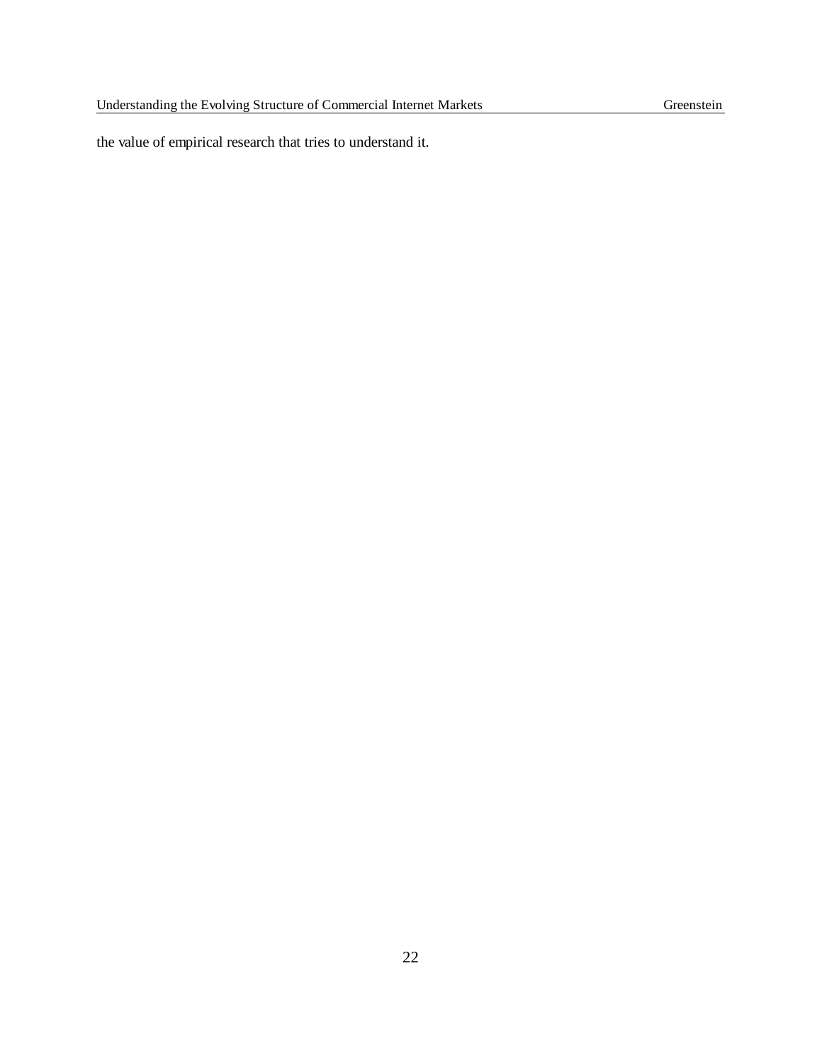the value of empirical research that tries to understand it.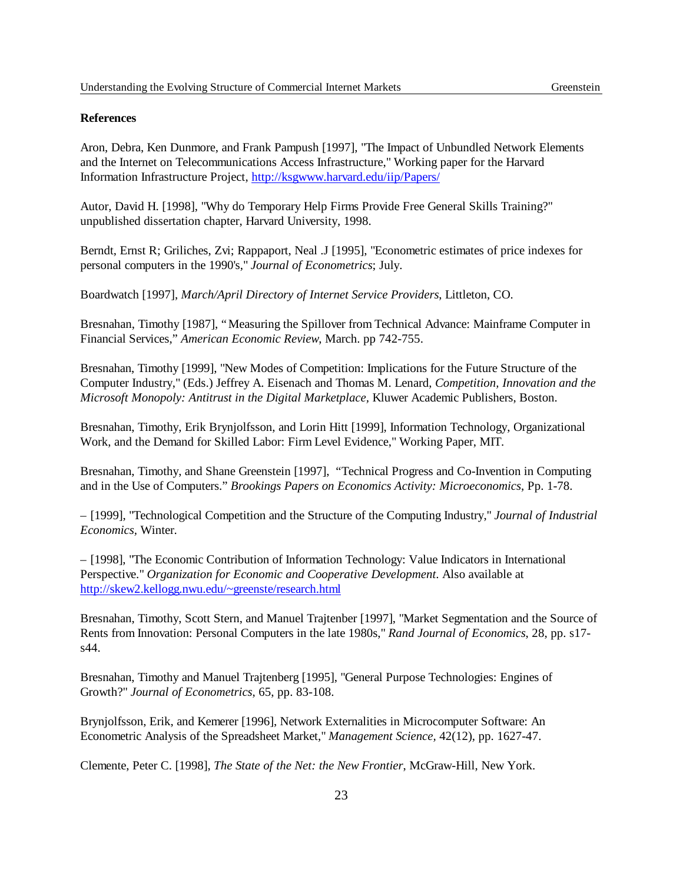**References**

Aron, Debra, Ken Dunmore, and Frank Pampush [1997], "The Impact of Unbundled Network Elements and the Internet on Telecommunications Access Infrastructure," Working paper for the Harvard Information Infrastructure Project, http://ksgwww.harvard.edu/iip/Papers/

Autor, David H. [1998], "Why do Temporary Help Firms Provide Free General Skills Training?" unpublished dissertation chapter, Harvard University, 1998.

Berndt, Ernst R; Griliches, Zvi; Rappaport, Neal .J [1995], "Econometric estimates of price indexes for personal computers in the 1990's," *Journal of Econometrics*; July.

Boardwatch [1997], *March/April Directory of Internet Service Providers*, Littleton, CO.

Bresnahan, Timothy [1987], "Measuring the Spillover from Technical Advance: Mainframe Computer in Financial Services," *American Economic Review*, March. pp 742-755.

Bresnahan, Timothy [1999], "New Modes of Competition: Implications for the Future Structure of the Computer Industry," (Eds.) Jeffrey A. Eisenach and Thomas M. Lenard, *Competition, Innovation and the Microsoft Monopoly: Antitrust in the Digital Marketplace*, Kluwer Academic Publishers, Boston.

Bresnahan, Timothy, Erik Brynjolfsson, and Lorin Hitt [1999], Information Technology, Organizational Work, and the Demand for Skilled Labor: Firm Level Evidence," Working Paper, MIT.

Bresnahan, Timothy, and Shane Greenstein [1997], "Technical Progress and Co-Invention in Computing and in the Use of Computers." *Brookings Papers on Economics Activity: Microeconomics*, Pp. 1-78.

– [1999], "Technological Competition and the Structure of the Computing Industry," *Journal of Industrial Economics*, Winter.

– [1998], "The Economic Contribution of Information Technology: Value Indicators in International Perspective." *Organization for Economic and Cooperative Development*. Also available at http://skew2.kellogg.nwu.edu/~greenste/research.html

Bresnahan, Timothy, Scott Stern, and Manuel Trajtenber [1997], "Market Segmentation and the Source of Rents from Innovation: Personal Computers in the late 1980s," *Rand Journal of Economics*, 28, pp. s17-s44.

Bresnahan, Timothy and Manuel Trajtenberg [1995], "General Purpose Technologies: Engines of Growth?" *Journal of Econometrics*, 65, pp. 83-108.

Brynjolfsson, Erik, and Kemerer [1996], Network Externalities in Microcomputer Software: An Econometric Analysis of the Spreadsheet Market," *Management Science*, 42(12), pp. 1627-47.

Clemente, Peter C. [1998], *The State of the Net: the New Frontier*, McGraw-Hill, New York.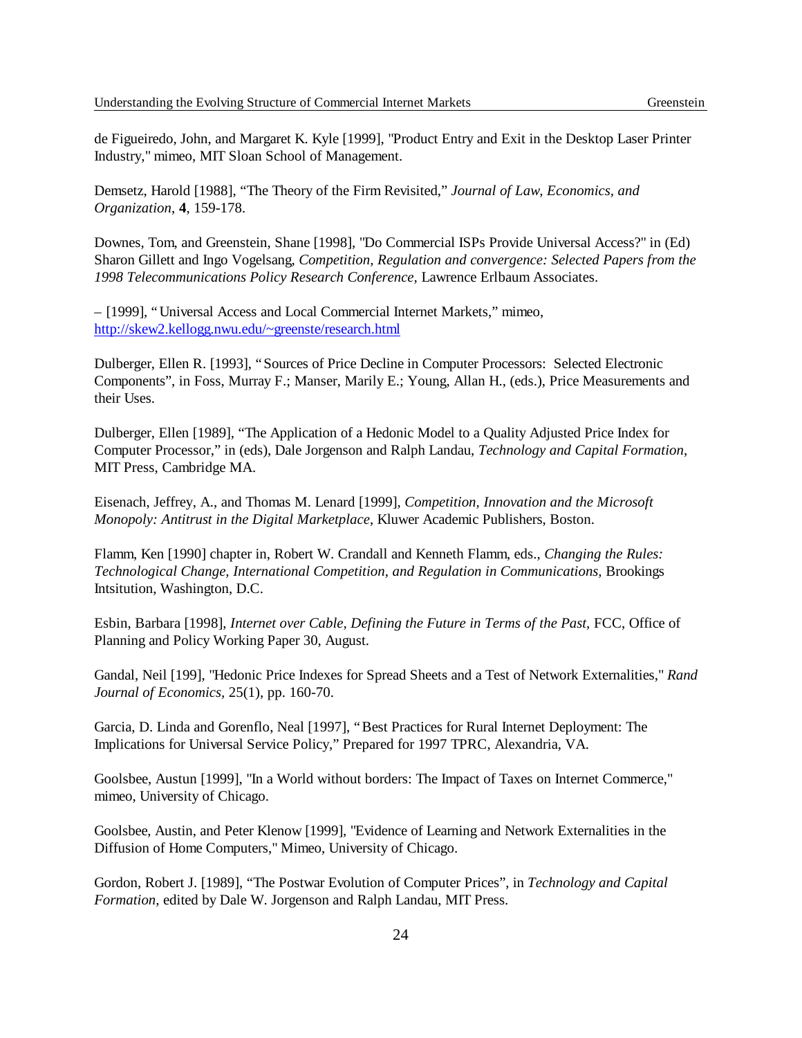de Figueiredo, John, and Margaret K. Kyle [1999], "Product Entry and Exit in the Desktop Laser Printer Industry," mimeo, MIT Sloan School of Management.

Demsetz, Harold [1988], "The Theory of the Firm Revisited," *Journal of Law, Economics, and Organization*, **4**, 159-178.

Downes, Tom, and Greenstein, Shane [1998], "Do Commercial ISPs Provide Universal Access?" in (Ed) Sharon Gillett and Ingo Vogelsang, *Competition, Regulation and convergence: Selected Papers from the 1998 Telecommunications Policy Research Conference,* Lawrence Erlbaum Associates.

– [1999], "Universal Access and Local Commercial Internet Markets," mimeo, http://skew2.kellogg.nwu.edu/~greenste/research.html

Dulberger, Ellen R. [1993], "Sources of Price Decline in Computer Processors: Selected Electronic Components", in Foss, Murray F.; Manser, Marily E.; Young, Allan H., (eds.), Price Measurements and their Uses.

Dulberger, Ellen [1989], "The Application of a Hedonic Model to a Quality Adjusted Price Index for Computer Processor," in (eds), Dale Jorgenson and Ralph Landau, *Technology and Capital Formation*, MIT Press, Cambridge MA.

Eisenach, Jeffrey, A., and Thomas M. Lenard [1999], *Competition, Innovation and the Microsoft Monopoly: Antitrust in the Digital Marketplace*, Kluwer Academic Publishers, Boston.

Flamm, Ken [1990] chapter in, Robert W. Crandall and Kenneth Flamm, eds., *Changing the Rules: Technological Change, International Competition, and Regulation in Communications,* Brookings Intsitution, Washington, D.C.

Esbin, Barbara [1998], *Internet over Cable, Defining the Future in Terms of the Past,* FCC, Office of Planning and Policy Working Paper 30, August.

Gandal, Neil [199], "Hedonic Price Indexes for Spread Sheets and a Test of Network Externalities," *Rand Journal of Economics,* 25(1), pp. 160-70.

Garcia, D. Linda and Gorenflo, Neal [1997], "Best Practices for Rural Internet Deployment: The Implications for Universal Service Policy," Prepared for 1997 TPRC, Alexandria, VA.

Goolsbee, Austun [1999], "In a World without borders: The Impact of Taxes on Internet Commerce," mimeo, University of Chicago.

Goolsbee, Austin, and Peter Klenow [1999], "Evidence of Learning and Network Externalities in the Diffusion of Home Computers," Mimeo, University of Chicago.

Gordon, Robert J. [1989], "The Postwar Evolution of Computer Prices", in *Technology and Capital Formation*, edited by Dale W. Jorgenson and Ralph Landau, MIT Press.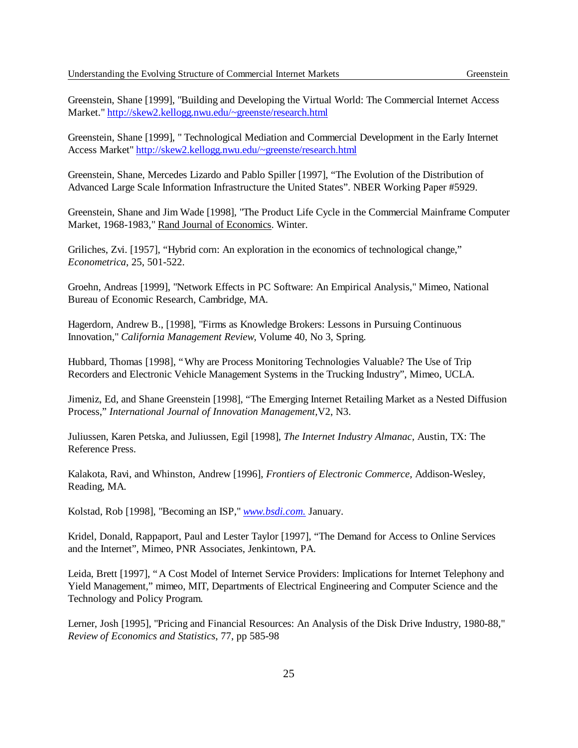Greenstein, Shane [1999], "Building and Developing the Virtual World: The Commercial Internet Access Market." http://skew2.kellogg.nwu.edu/~greenste/research.html

Greenstein, Shane [1999], " Technological Mediation and Commercial Development in the Early Internet Access Market" http://skew2.kellogg.nwu.edu/~greenste/research.html

Greenstein, Shane, Mercedes Lizardo and Pablo Spiller [1997], "The Evolution of the Distribution of Advanced Large Scale Information Infrastructure the United States". NBER Working Paper #5929.

Greenstein, Shane and Jim Wade [1998], "The Product Life Cycle in the Commercial Mainframe Computer Market, 1968-1983," Rand Journal of Economics. Winter.

Griliches, Zvi. [1957], "Hybrid corn: An exploration in the economics of technological change," *Econometrica*, 25, 501-522.

Groehn, Andreas [1999], "Network Effects in PC Software: An Empirical Analysis," Mimeo, National Bureau of Economic Research, Cambridge, MA.

Hagerdorn, Andrew B., [1998], "Firms as Knowledge Brokers: Lessons in Pursuing Continuous Innovation," *California Management Review*, Volume 40, No 3, Spring.

Hubbard, Thomas [1998], "Why are Process Monitoring Technologies Valuable? The Use of Trip Recorders and Electronic Vehicle Management Systems in the Trucking Industry", Mimeo, UCLA.

Jimeniz, Ed, and Shane Greenstein [1998], "The Emerging Internet Retailing Market as a Nested Diffusion Process," *International Journal of Innovation Management*,V2, N3.

Juliussen, Karen Petska, and Juliussen, Egil [1998], *The Internet Industry Almanac,* Austin, TX: The Reference Press.

Kalakota, Ravi, and Whinston, Andrew [1996], *Frontiers of Electronic Commerce,* Addison-Wesley, Reading, MA.

Kolstad, Rob [1998], "Becoming an ISP," *www.bsdi.com.* January.

Kridel, Donald, Rappaport, Paul and Lester Taylor [1997], "The Demand for Access to Online Services and the Internet", Mimeo, PNR Associates, Jenkintown, PA.

Leida, Brett [1997], "A Cost Model of Internet Service Providers: Implications for Internet Telephony and Yield Management," mimeo, MIT, Departments of Electrical Engineering and Computer Science and the Technology and Policy Program.

Lerner, Josh [1995], "Pricing and Financial Resources: An Analysis of the Disk Drive Industry, 1980-88," *Review of Economics and Statistics*, 77, pp 585-98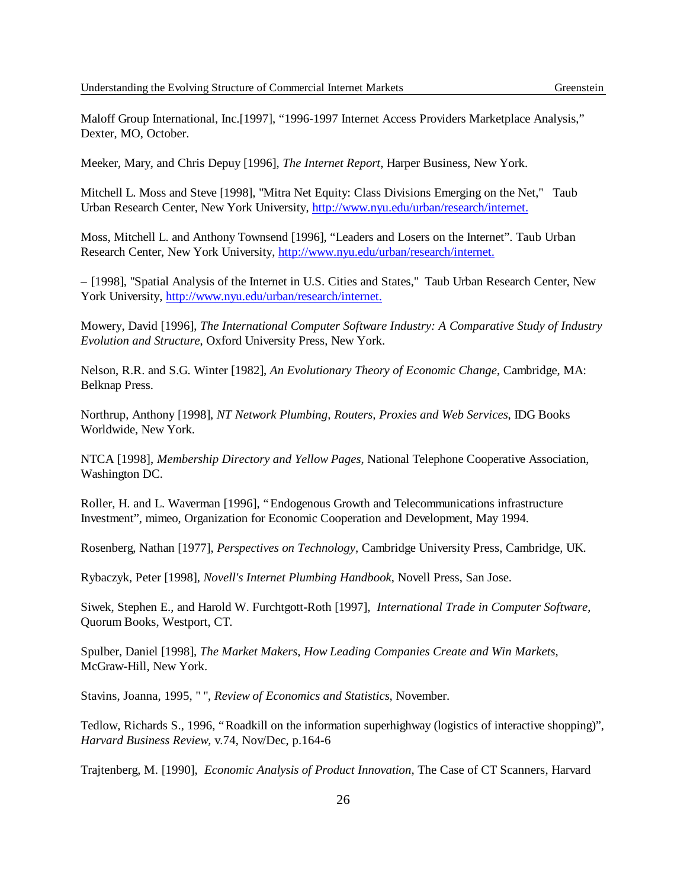Maloff Group International, Inc.[1997], “1996-1997 Internet Access Providers Marketplace Analysis,” Dexter, MO, October.

Meeker, Mary, and Chris Depuy [1996], *The Internet Report*, Harper Business, New York.

Mitchell L. Moss and Steve [1998], "Mitra Net Equity: Class Divisions Emerging on the Net," Taub Urban Research Center, New York University, http://www.nyu.edu/urban/research/internet.

Moss, Mitchell L. and Anthony Townsend [1996], “Leaders and Losers on the Internet”. Taub Urban Research Center, New York University, http://www.nyu.edu/urban/research/internet.

– [1998], "Spatial Analysis of the Internet in U.S. Cities and States," Taub Urban Research Center, New York University, http://www.nyu.edu/urban/research/internet.

Mowery, David [1996], *The International Computer Software Industry: A Comparative Study of Industry Evolution and Structure*, Oxford University Press, New York.

Nelson, R.R. and S.G. Winter [1982], *An Evolutionary Theory of Economic Change*, Cambridge, MA: Belknap Press.

Northrup, Anthony [1998], *NT Network Plumbing, Routers, Proxies and Web Services*, IDG Books Worldwide, New York.

NTCA [1998], *Membership Directory and Yellow Pages*, National Telephone Cooperative Association, Washington DC.

Roller, H. and L. Waverman [1996], “Endogenous Growth and Telecommunications infrastructure Investment”, mimeo, Organization for Economic Cooperation and Development, May 1994.

Rosenberg, Nathan [1977], *Perspectives on Technology*, Cambridge University Press, Cambridge, UK.

Rybaczyk, Peter [1998], *Novell's Internet Plumbing Handbook*, Novell Press, San Jose.

Siwek, Stephen E., and Harold W. Furchtgott-Roth [1997], *International Trade in Computer Software*, Quorum Books, Westport, CT.

Spulber, Daniel [1998], *The Market Makers, How Leading Companies Create and Win Markets*, McGraw-Hill, New York.

Stavins, Joanna, 1995, " ", *Review of Economics and Statistics*, November.

Tedlow, Richards S., 1996, “Roadkill on the information superhighway (logistics of interactive shopping)”, *Harvard Business Review*, v.74, Nov/Dec, p.164-6

Trajtenberg, M. [1990], *Economic Analysis of Product Innovation*, The Case of CT Scanners, Harvard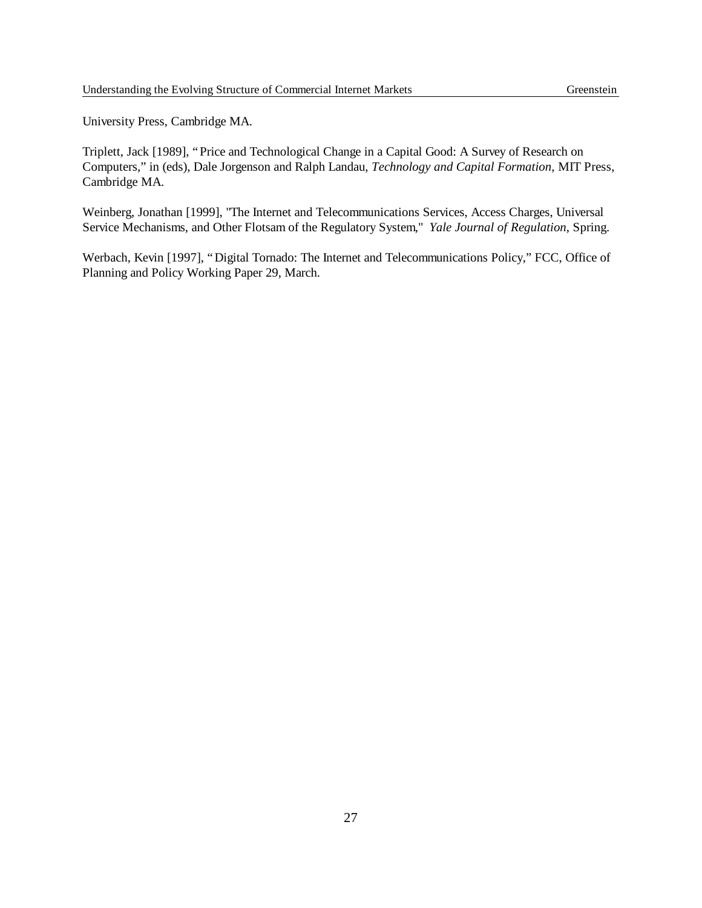University Press, Cambridge MA.

Triplett, Jack [1989], "Price and Technological Change in a Capital Good: A Survey of Research on Computers," in (eds), Dale Jorgenson and Ralph Landau, *Technology and Capital Formation*, MIT Press, Cambridge MA.

Weinberg, Jonathan [1999], "The Internet and Telecommunications Services, Access Charges, Universal Service Mechanisms, and Other Flotsam of the Regulatory System," *Yale Journal of Regulation*, Spring.

Werbach, Kevin [1997], "Digital Tornado: The Internet and Telecommunications Policy," FCC, Office of Planning and Policy Working Paper 29, March.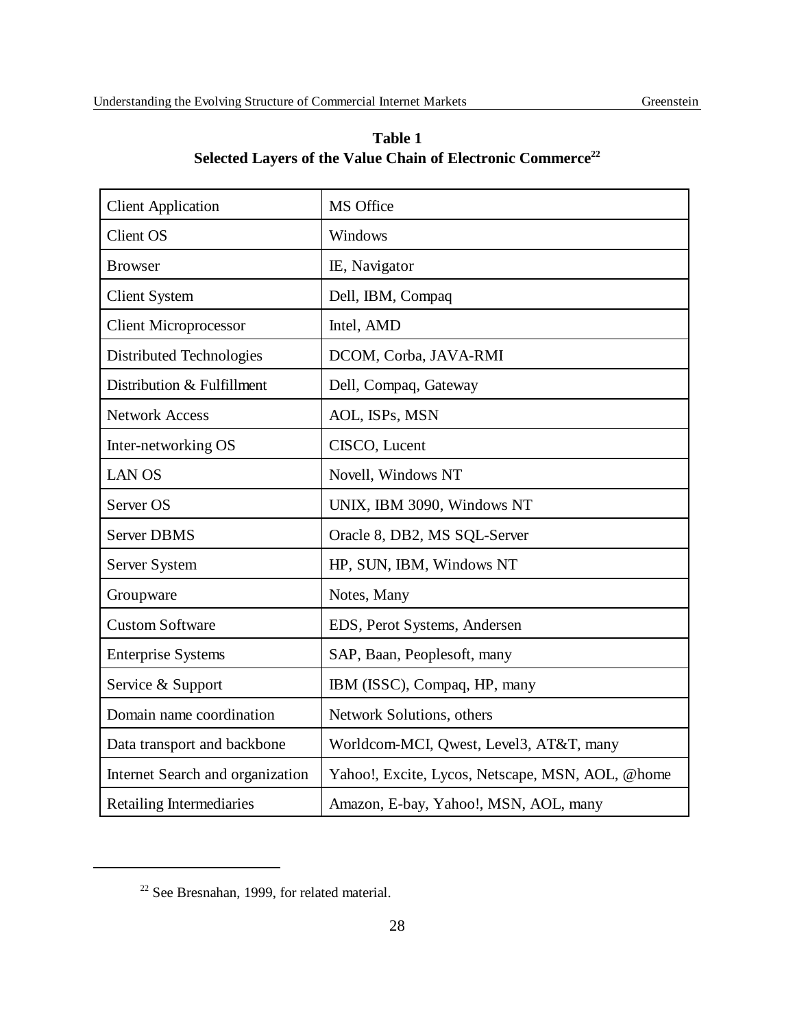**Table 1**
**Selected Layers of the Value Chain of Electronic Commerce[22]**

| | |
|---|---|
| Client Application | MS Office |
| Client OS | Windows |
| Browser | IE, Navigator |
| Client System | Dell, IBM, Compaq |
| Client Microprocessor | Intel, AMD |
| Distributed Technologies | DCOM, Corba, JAVA-RMI |
| Distribution & Fulfillment | Dell, Compaq, Gateway |
| Network Access | AOL, ISPs, MSN |
| Inter-networking OS | CISCO, Lucent |
| LAN OS | Novell, Windows NT |
| Server OS | UNIX, IBM 3090, Windows NT |
| Server DBMS | Oracle 8, DB2, MS SQL-Server |
| Server System | HP, SUN, IBM, Windows NT |
| Groupware | Notes, Many |
| Custom Software | EDS, Perot Systems, Andersen |
| Enterprise Systems | SAP, Baan, Peoplesoft, many |
| Service & Support | IBM (ISSC), Compaq, HP, many |
| Domain name coordination | Network Solutions, others |
| Data transport and backbone | Worldcom-MCI, Qwest, Level3, AT&T, many |
| Internet Search and organization | Yahoo!, Excite, Lycos, Netscape, MSN, AOL, @home |
| Retailing Intermediaries | Amazon, E-bay, Yahoo!, MSN, AOL, many |

[22] See Bresnahan, 1999, for related material.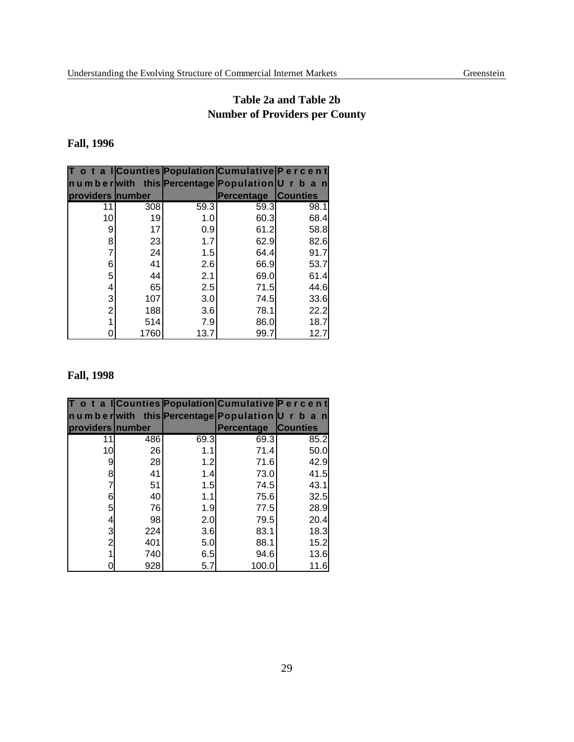# Table 2a and Table 2b
## Number of Providers per County

**Fall, 1996**

| Total number providers | Counties with this number | Population Percentage | Cumulative Population Percentage | Percent Urban Counties |
|---|---|---|---|---|
| 11 | 308 | 59.3 | 59.3 | 98.1 |
| 10 | 19 | 1.0 | 60.3 | 68.4 |
| 9 | 17 | 0.9 | 61.2 | 58.8 |
| 8 | 23 | 1.7 | 62.9 | 82.6 |
| 7 | 24 | 1.5 | 64.4 | 91.7 |
| 6 | 41 | 2.6 | 66.9 | 53.7 |
| 5 | 44 | 2.1 | 69.0 | 61.4 |
| 4 | 65 | 2.5 | 71.5 | 44.6 |
| 3 | 107 | 3.0 | 74.5 | 33.6 |
| 2 | 188 | 3.6 | 78.1 | 22.2 |
| 1 | 514 | 7.9 | 86.0 | 18.7 |
| 0 | 1760 | 13.7 | 99.7 | 12.7 |

**Fall, 1998**

| Total number providers | Counties with this number | Population Percentage | Cumulative Population Percentage | Percent Urban Counties |
|---|---|---|---|---|
| 11 | 486 | 69.3 | 69.3 | 85.2 |
| 10 | 26 | 1.1 | 71.4 | 50.0 |
| 9 | 28 | 1.2 | 71.6 | 42.9 |
| 8 | 41 | 1.4 | 73.0 | 41.5 |
| 7 | 51 | 1.5 | 74.5 | 43.1 |
| 6 | 40 | 1.1 | 75.6 | 32.5 |
| 5 | 76 | 1.9 | 77.5 | 28.9 |
| 4 | 98 | 2.0 | 79.5 | 20.4 |
| 3 | 224 | 3.6 | 83.1 | 18.3 |
| 2 | 401 | 5.0 | 88.1 | 15.2 |
| 1 | 740 | 6.5 | 94.6 | 13.6 |
| 0 | 928 | 5.7 | 100.0 | 11.6 |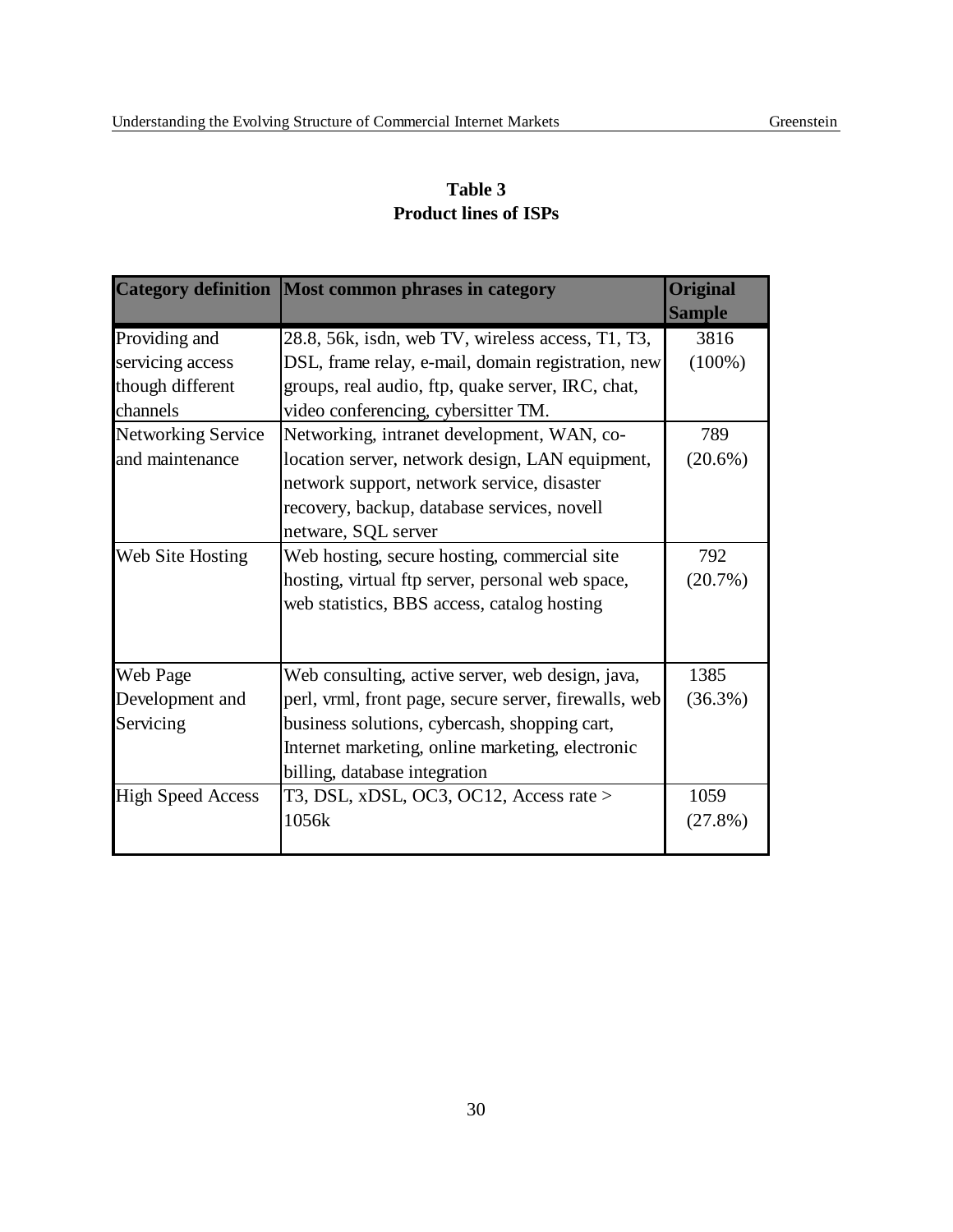**Table 3**
**Product lines of ISPs**

| Category definition | Most common phrases in category | Original Sample |
|---|---|---|
| Providing and servicing access though different channels | 28.8, 56k, isdn, web TV, wireless access, T1, T3, DSL, frame relay, e-mail, domain registration, new groups, real audio, ftp, quake server, IRC, chat, video conferencing, cybersitter TM. | 3816 (100%) |
| Networking Service and maintenance | Networking, intranet development, WAN, co-location server, network design, LAN equipment, network support, network service, disaster recovery, backup, database services, novell netware, SQL server | 789 (20.6%) |
| Web Site Hosting | Web hosting, secure hosting, commercial site hosting, virtual ftp server, personal web space, web statistics, BBS access, catalog hosting | 792 (20.7%) |
| Web Page Development and Servicing | Web consulting, active server, web design, java, perl, vrml, front page, secure server, firewalls, web business solutions, cybercash, shopping cart, Internet marketing, online marketing, electronic billing, database integration | 1385 (36.3%) |
| High Speed Access | T3, DSL, xDSL, OC3, OC12, Access rate > 1056k | 1059 (27.8%) |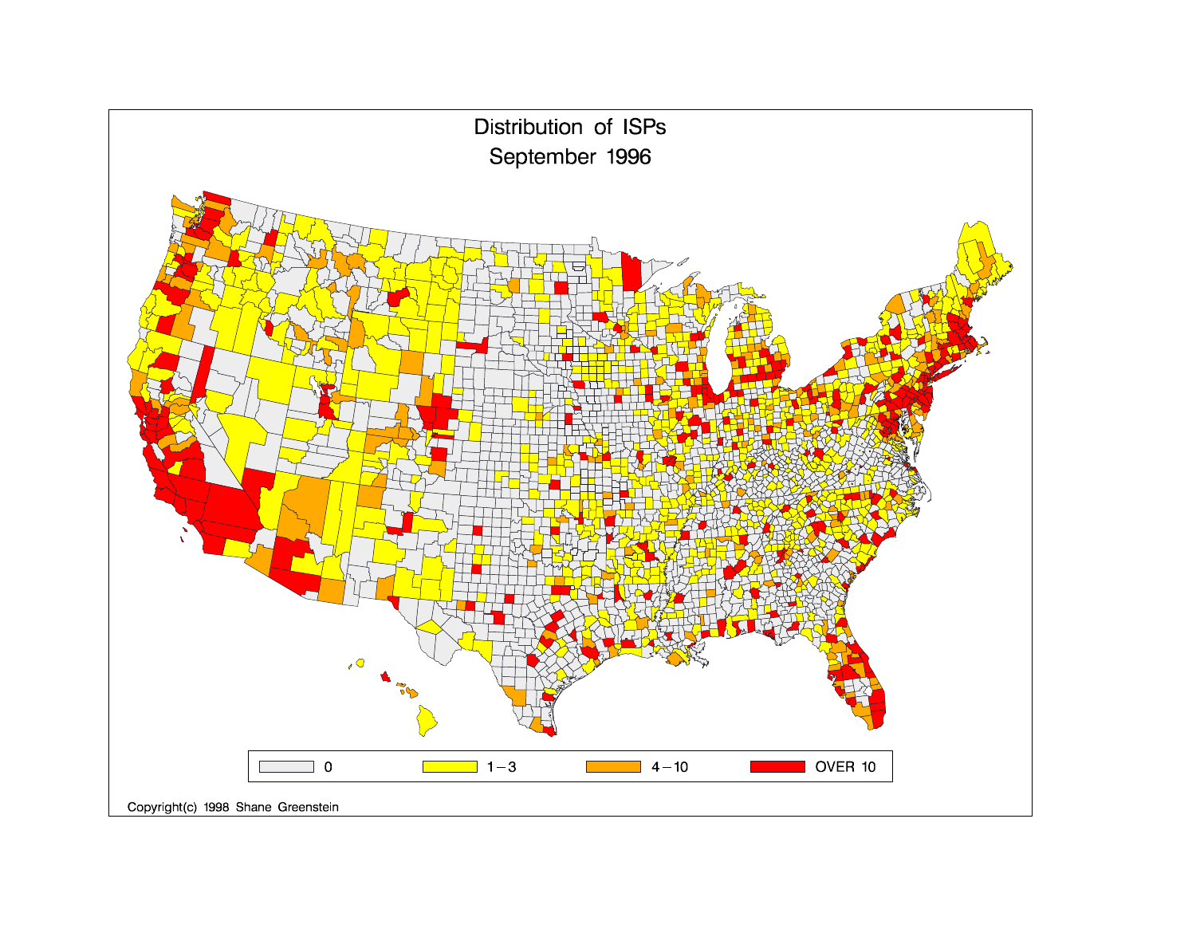# Distribution of ISPs
## September 1996

| 0 | 1 – 3 | 4 – 10 | OVER 10 |
|---|---|---|---|

Copyright(c) 1998 Shane Greenstein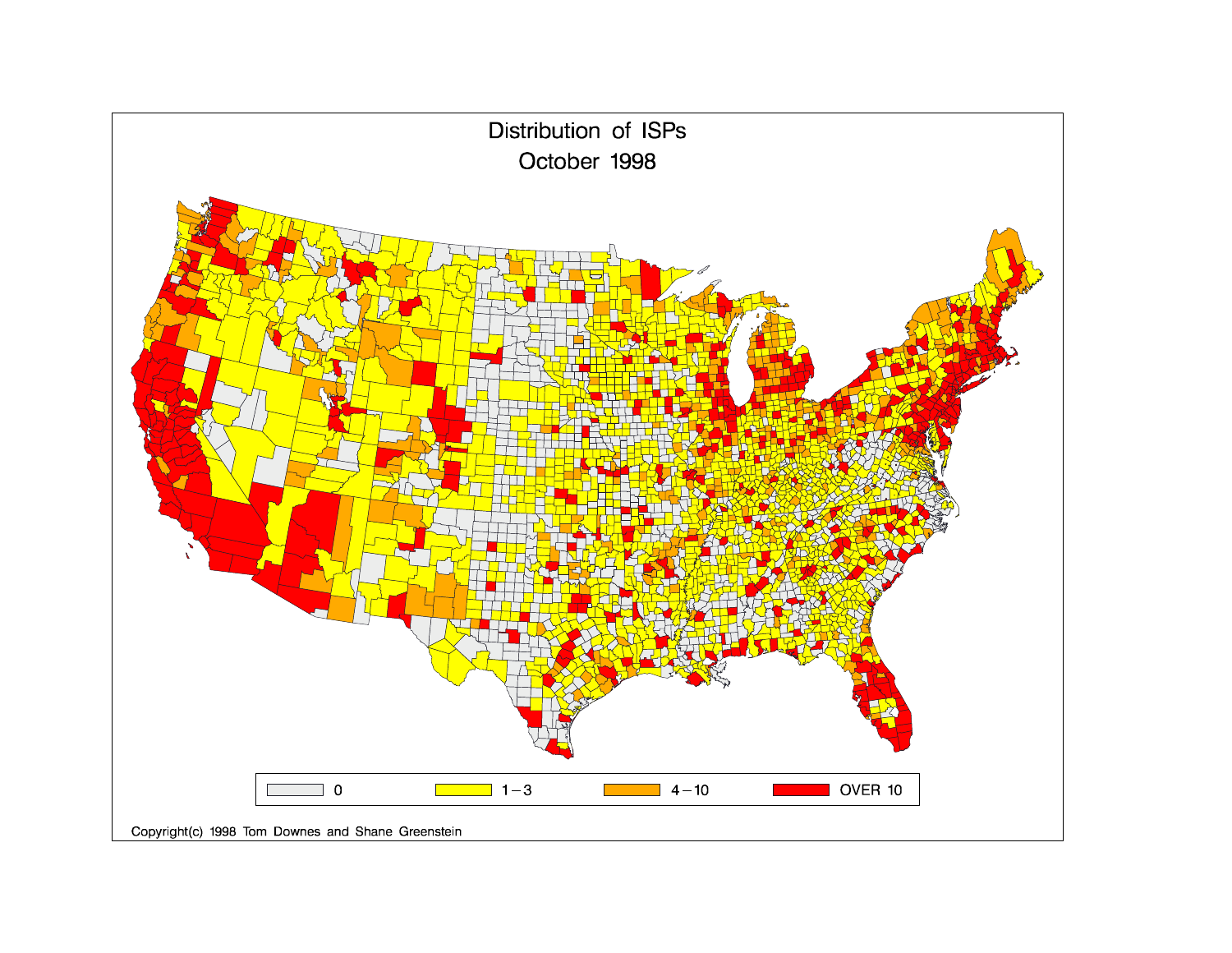# Distribution of ISPs
## October 1998

| 0 | 1 – 3 | 4 – 10 | OVER 10 |
|---|---|---|---|

Copyright(c) 1998 Tom Downes and Shane Greenstein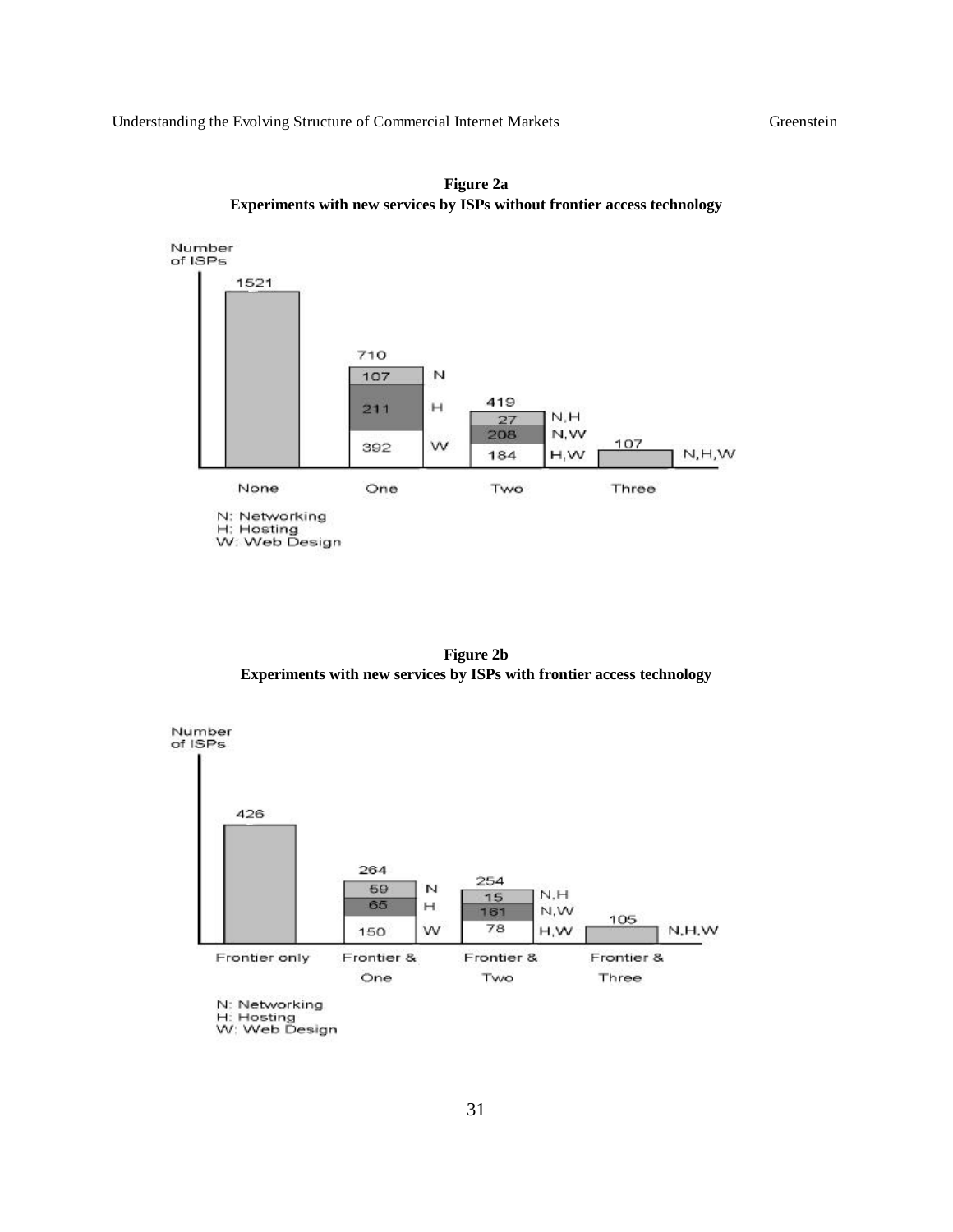**Figure 2a**
**Experiments with new services by ISPs without frontier access technology**

Number of ISPs

1521

710

107 N

211 H

392 W

419

27 N,H

208 N,W

184 H,W

107 N,H,W

None One Two Three

N: Networking
H: Hosting
W: Web Design

**Figure 2b**
**Experiments with new services by ISPs with frontier access technology**

Number of ISPs

426

264

59 N

65 H

150 W

254

15 N,H

161 N,W

78 H,W

105 N,H,W

Frontier only Frontier & One Frontier & Two Frontier & Three

N: Networking
H: Hosting
W: Web Design